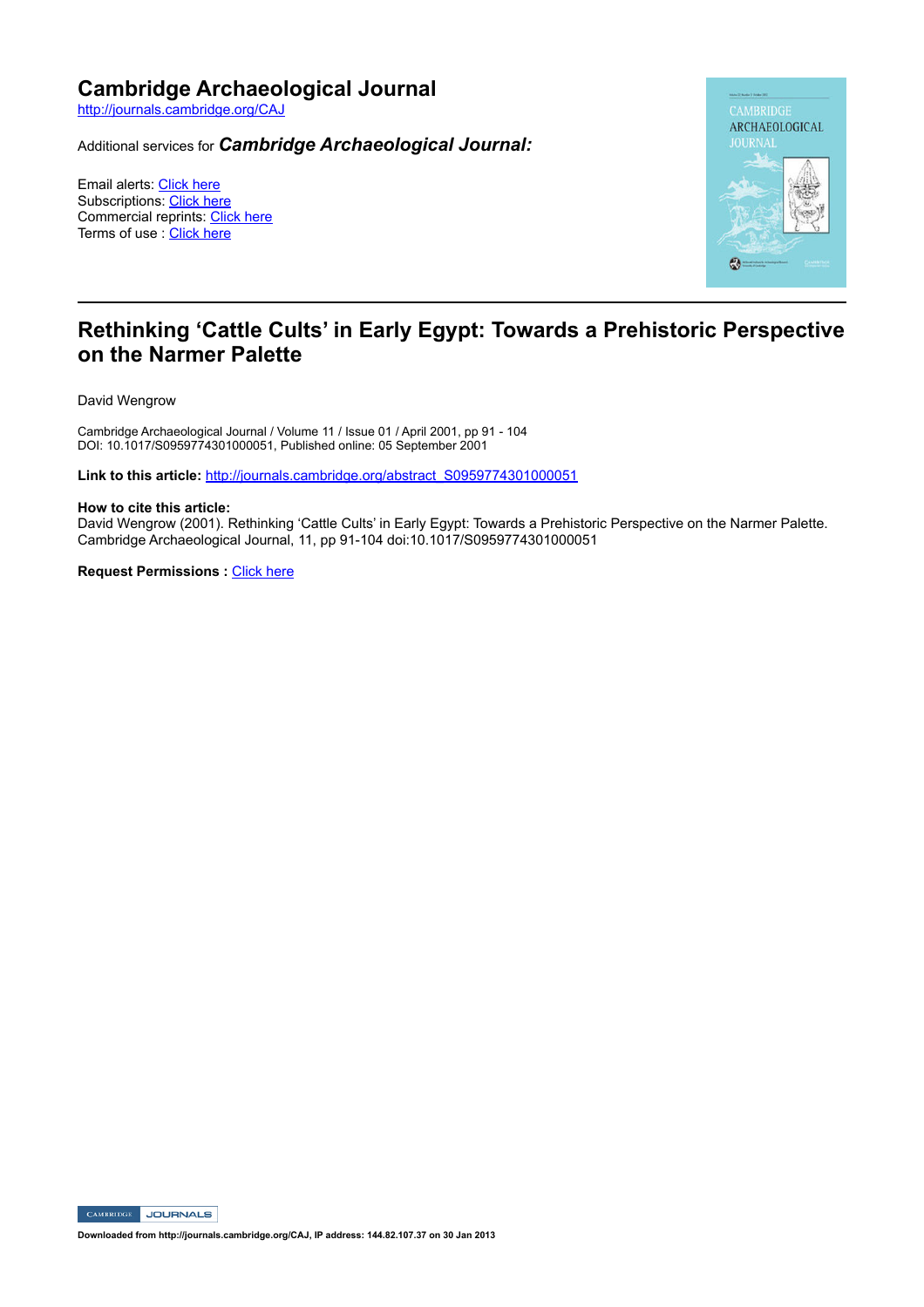# Cambridge Archaeological Journal

http://journals.cambridge.org/CAJ

Additional services for ***Cambridge Archaeological Journal:***

Email alerts: Click here
Subscriptions: Click here
Commercial reprints: Click here
Terms of use : Click here

## Rethinking 'Cattle Cults' in Early Egypt: Towards a Prehistoric Perspective on the Narmer Palette

David Wengrow

Cambridge Archaeological Journal / Volume 11 / Issue 01 / April 2001, pp 91 - 104
DOI: 10.1017/S0959774301000051, Published online: 05 September 2001

**Link to this article:** http://journals.cambridge.org/abstract_S0959774301000051

**How to cite this article:**
David Wengrow (2001). Rethinking 'Cattle Cults' in Early Egypt: Towards a Prehistoric Perspective on the Narmer Palette. Cambridge Archaeological Journal, 11, pp 91-104 doi:10.1017/S0959774301000051

**Request Permissions :** Click here

**Downloaded from http://journals.cambridge.org/CAJ, IP address: 144.82.107.37 on 30 Jan 2013**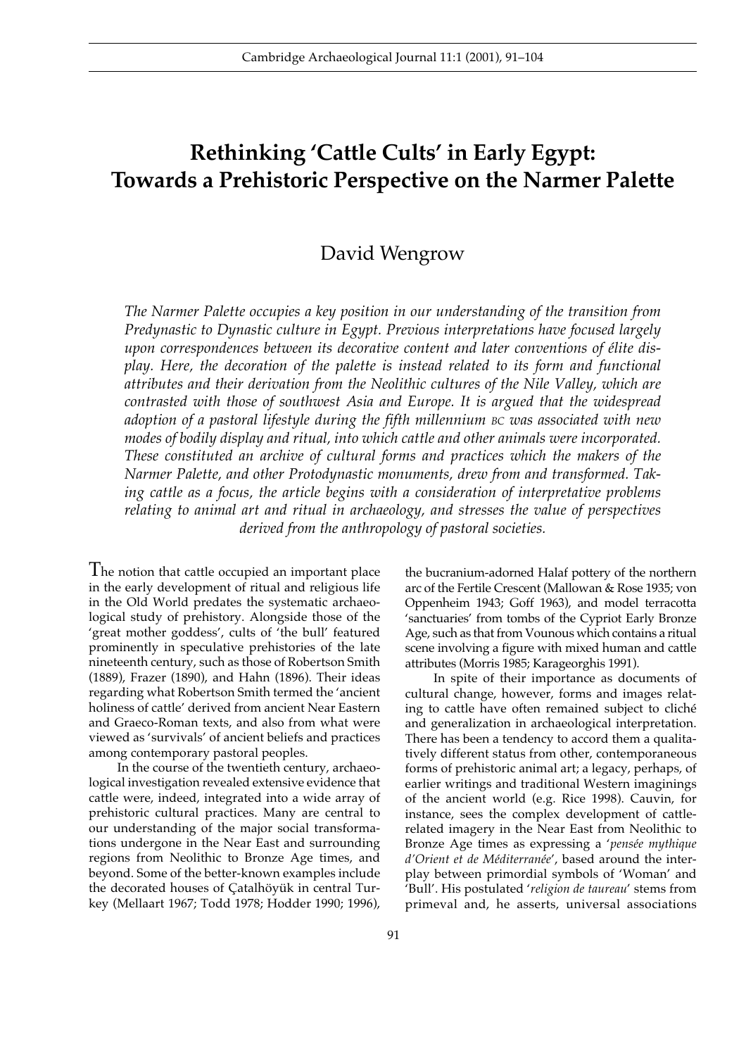# Rethinking 'Cattle Cults' in Early Egypt: Towards a Prehistoric Perspective on the Narmer Palette

## David Wengrow

*The Narmer Palette occupies a key position in our understanding of the transition from Predynastic to Dynastic culture in Egypt. Previous interpretations have focused largely upon correspondences between its decorative content and later conventions of élite display. Here, the decoration of the palette is instead related to its form and functional attributes and their derivation from the Neolithic cultures of the Nile Valley, which are contrasted with those of southwest Asia and Europe. It is argued that the widespread adoption of a pastoral lifestyle during the fifth millennium* BC *was associated with new modes of bodily display and ritual, into which cattle and other animals were incorporated. These constituted an archive of cultural forms and practices which the makers of the Narmer Palette, and other Protodynastic monuments, drew from and transformed. Taking cattle as a focus, the article begins with a consideration of interpretative problems relating to animal art and ritual in archaeology, and stresses the value of perspectives derived from the anthropology of pastoral societies.*

The notion that cattle occupied an important place in the early development of ritual and religious life in the Old World predates the systematic archaeological study of prehistory. Alongside those of the 'great mother goddess', cults of 'the bull' featured prominently in speculative prehistories of the late nineteenth century, such as those of Robertson Smith (1889), Frazer (1890), and Hahn (1896). Their ideas regarding what Robertson Smith termed the 'ancient holiness of cattle' derived from ancient Near Eastern and Graeco-Roman texts, and also from what were viewed as 'survivals' of ancient beliefs and practices among contemporary pastoral peoples.

In the course of the twentieth century, archaeological investigation revealed extensive evidence that cattle were, indeed, integrated into a wide array of prehistoric cultural practices. Many are central to our understanding of the major social transformations undergone in the Near East and surrounding regions from Neolithic to Bronze Age times, and beyond. Some of the better-known examples include the decorated houses of Çatalhöyük in central Turkey (Mellaart 1967; Todd 1978; Hodder 1990; 1996), the bucranium-adorned Halaf pottery of the northern arc of the Fertile Crescent (Mallowan & Rose 1935; von Oppenheim 1943; Goff 1963), and model terracotta 'sanctuaries' from tombs of the Cypriot Early Bronze Age, such as that from Vounous which contains a ritual scene involving a figure with mixed human and cattle attributes (Morris 1985; Karageorghis 1991).

In spite of their importance as documents of cultural change, however, forms and images relating to cattle have often remained subject to cliché and generalization in archaeological interpretation. There has been a tendency to accord them a qualitatively different status from other, contemporaneous forms of prehistoric animal art; a legacy, perhaps, of earlier writings and traditional Western imaginings of the ancient world (e.g. Rice 1998). Cauvin, for instance, sees the complex development of cattle-related imagery in the Near East from Neolithic to Bronze Age times as expressing a '*pensée mythique d'Orient et de Méditerranée*', based around the interplay between primordial symbols of 'Woman' and 'Bull'. His postulated '*religion de taureau*' stems from primeval and, he asserts, universal associations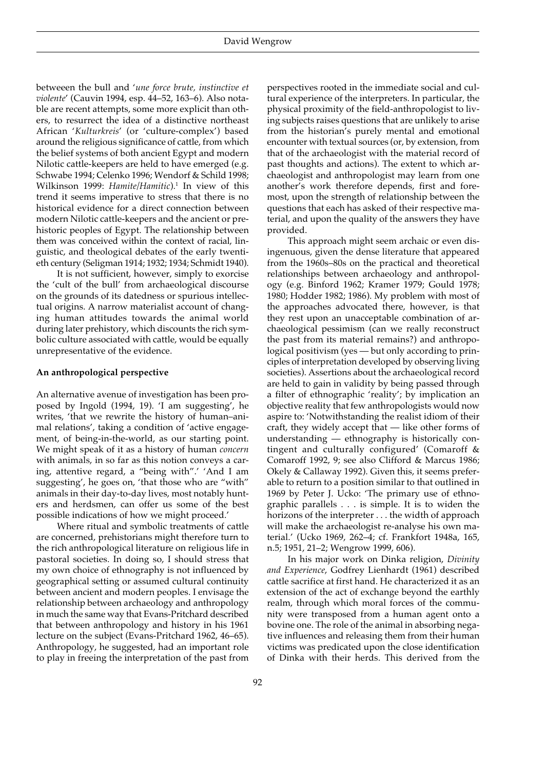betweeen the bull and '*une force brute, instinctive et violente*' (Cauvin 1994, esp. 44–52, 163–6). Also notable are recent attempts, some more explicit than others, to resurrect the idea of a distinctive northeast African '*Kulturkreis*' (or 'culture-complex') based around the religious significance of cattle, from which the belief systems of both ancient Egypt and modern Nilotic cattle-keepers are held to have emerged (e.g. Schwabe 1994; Celenko 1996; Wendorf & Schild 1998; Wilkinson 1999: *Hamite/Hamitic*).[1] In view of this trend it seems imperative to stress that there is no historical evidence for a direct connection between modern Nilotic cattle-keepers and the ancient or prehistoric peoples of Egypt. The relationship between them was conceived within the context of racial, linguistic, and theological debates of the early twentieth century (Seligman 1914; 1932; 1934; Schmidt 1940).

It is not sufficient, however, simply to exorcise the 'cult of the bull' from archaeological discourse on the grounds of its datedness or spurious intellectual origins. A narrow materialist account of changing human attitudes towards the animal world during later prehistory, which discounts the rich symbolic culture associated with cattle, would be equally unrepresentative of the evidence.

**An anthropological perspective**

An alternative avenue of investigation has been proposed by Ingold (1994, 19). 'I am suggesting', he writes, 'that we rewrite the history of human–animal relations', taking a condition of 'active engagement, of being-in-the-world, as our starting point. We might speak of it as a history of human *concern* with animals, in so far as this notion conveys a caring, attentive regard, a "being with".' 'And I am suggesting', he goes on, 'that those who are "with" animals in their day-to-day lives, most notably hunters and herdsmen, can offer us some of the best possible indications of how we might proceed.'

Where ritual and symbolic treatments of cattle are concerned, prehistorians might therefore turn to the rich anthropological literature on religious life in pastoral societies. In doing so, I should stress that my own choice of ethnography is not influenced by geographical setting or assumed cultural continuity between ancient and modern peoples. I envisage the relationship between archaeology and anthropology in much the same way that Evans-Pritchard described that between anthropology and history in his 1961 lecture on the subject (Evans-Pritchard 1962, 46–65). Anthropology, he suggested, had an important role to play in freeing the interpretation of the past from perspectives rooted in the immediate social and cultural experience of the interpreters. In particular, the physical proximity of the field-anthropologist to living subjects raises questions that are unlikely to arise from the historian's purely mental and emotional encounter with textual sources (or, by extension, from that of the archaeologist with the material record of past thoughts and actions). The extent to which archaeologist and anthropologist may learn from one another's work therefore depends, first and foremost, upon the strength of relationship between the questions that each has asked of their respective material, and upon the quality of the answers they have provided.

This approach might seem archaic or even disingenuous, given the dense literature that appeared from the 1960s–80s on the practical and theoretical relationships between archaeology and anthropology (e.g. Binford 1962; Kramer 1979; Gould 1978; 1980; Hodder 1982; 1986). My problem with most of the approaches advocated there, however, is that they rest upon an unacceptable combination of archaeological pessimism (can we really reconstruct the past from its material remains?) and anthropological positivism (yes — but only according to principles of interpretation developed by observing living societies). Assertions about the archaeological record are held to gain in validity by being passed through a filter of ethnographic 'reality'; by implication an objective reality that few anthropologists would now aspire to: 'Notwithstanding the realist idiom of their craft, they widely accept that — like other forms of understanding — ethnography is historically contingent and culturally configured' (Comaroff & Comaroff 1992, 9; see also Clifford & Marcus 1986; Okely & Callaway 1992). Given this, it seems preferable to return to a position similar to that outlined in 1969 by Peter J. Ucko: 'The primary use of ethnographic parallels . . . is simple. It is to widen the horizons of the interpreter . . . the width of approach will make the archaeologist re-analyse his own material.' (Ucko 1969, 262–4; cf. Frankfort 1948a, 165, n.5; 1951, 21–2; Wengrow 1999, 606).

In his major work on Dinka religion, *Divinity and Experience*, Godfrey Lienhardt (1961) described cattle sacrifice at first hand. He characterized it as an extension of the act of exchange beyond the earthly realm, through which moral forces of the community were transposed from a human agent onto a bovine one. The role of the animal in absorbing negative influences and releasing them from their human victims was predicated upon the close identification of Dinka with their herds. This derived from the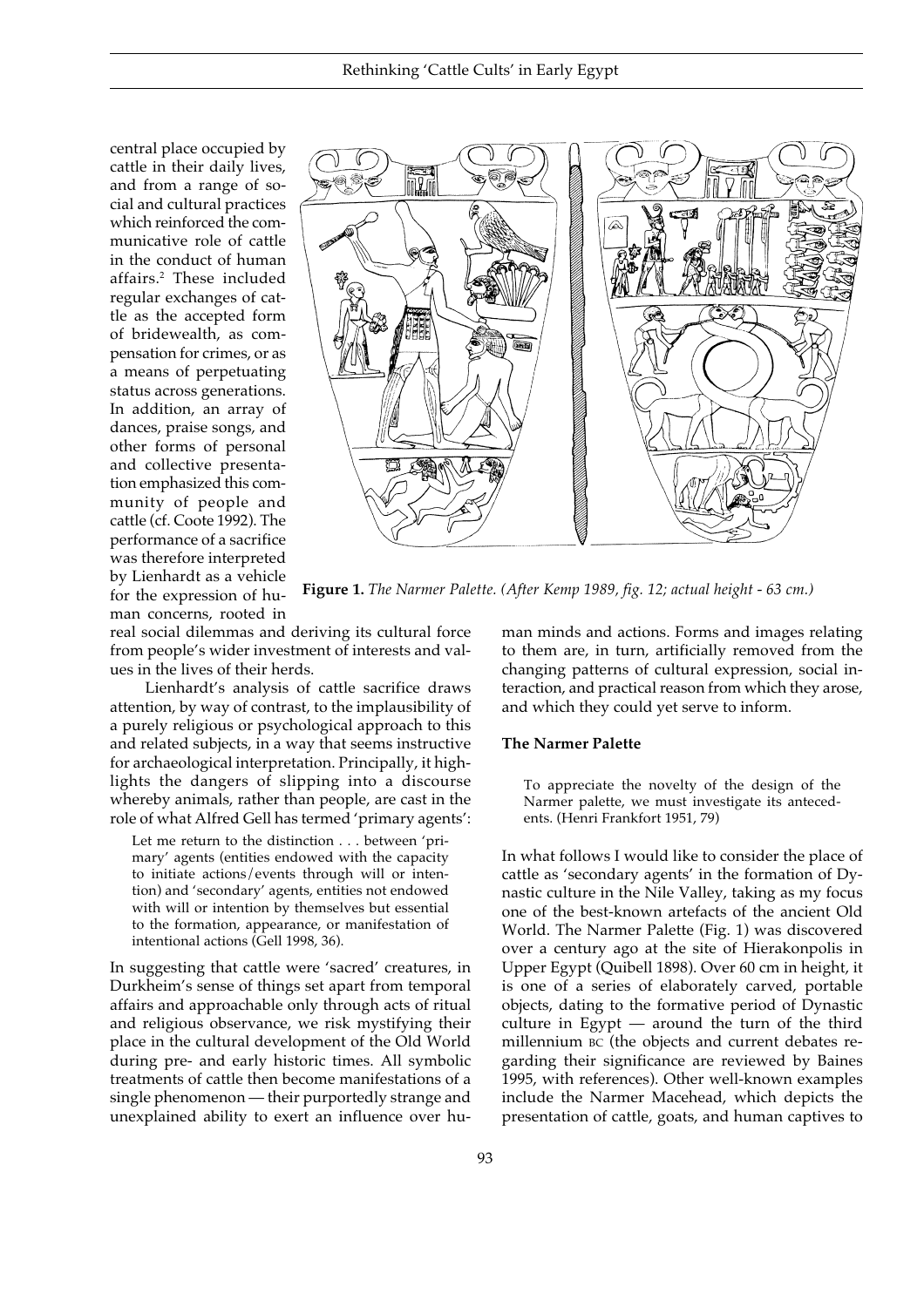central place occupied by cattle in their daily lives, and from a range of social and cultural practices which reinforced the communicative role of cattle in the conduct of human affairs.[2] These included regular exchanges of cattle as the accepted form of bridewealth, as compensation for crimes, or as a means of perpetuating status across generations. In addition, an array of dances, praise songs, and other forms of personal and collective presentation emphasized this community of people and cattle (cf. Coote 1992). The performance of a sacrifice was therefore interpreted by Lienhardt as a vehicle for the expression of human concerns, rooted in real social dilemmas and deriving its cultural force from people's wider investment of interests and values in the lives of their herds.

**Figure 1.** *The Narmer Palette. (After Kemp 1989, fig. 12; actual height - 63 cm.)*

Lienhardt's analysis of cattle sacrifice draws attention, by way of contrast, to the implausibility of a purely religious or psychological approach to this and related subjects, in a way that seems instructive for archaeological interpretation. Principally, it highlights the dangers of slipping into a discourse whereby animals, rather than people, are cast in the role of what Alfred Gell has termed 'primary agents':

> Let me return to the distinction . . . between 'primary' agents (entities endowed with the capacity to initiate actions/events through will or intention) and 'secondary' agents, entities not endowed with will or intention by themselves but essential to the formation, appearance, or manifestation of intentional actions (Gell 1998, 36).

In suggesting that cattle were 'sacred' creatures, in Durkheim's sense of things set apart from temporal affairs and approachable only through acts of ritual and religious observance, we risk mystifying their place in the cultural development of the Old World during pre- and early historic times. All symbolic treatments of cattle then become manifestations of a single phenomenon — their purportedly strange and unexplained ability to exert an influence over human minds and actions. Forms and images relating to them are, in turn, artificially removed from the changing patterns of cultural expression, social interaction, and practical reason from which they arose, and which they could yet serve to inform.

### The Narmer Palette

> To appreciate the novelty of the design of the Narmer palette, we must investigate its antecedents. (Henri Frankfort 1951, 79)

In what follows I would like to consider the place of cattle as 'secondary agents' in the formation of Dynastic culture in the Nile Valley, taking as my focus one of the best-known artefacts of the ancient Old World. The Narmer Palette (Fig. 1) was discovered over a century ago at the site of Hierakonpolis in Upper Egypt (Quibell 1898). Over 60 cm in height, it is one of a series of elaborately carved, portable objects, dating to the formative period of Dynastic culture in Egypt — around the turn of the third millennium BC (the objects and current debates regarding their significance are reviewed by Baines 1995, with references). Other well-known examples include the Narmer Macehead, which depicts the presentation of cattle, goats, and human captives to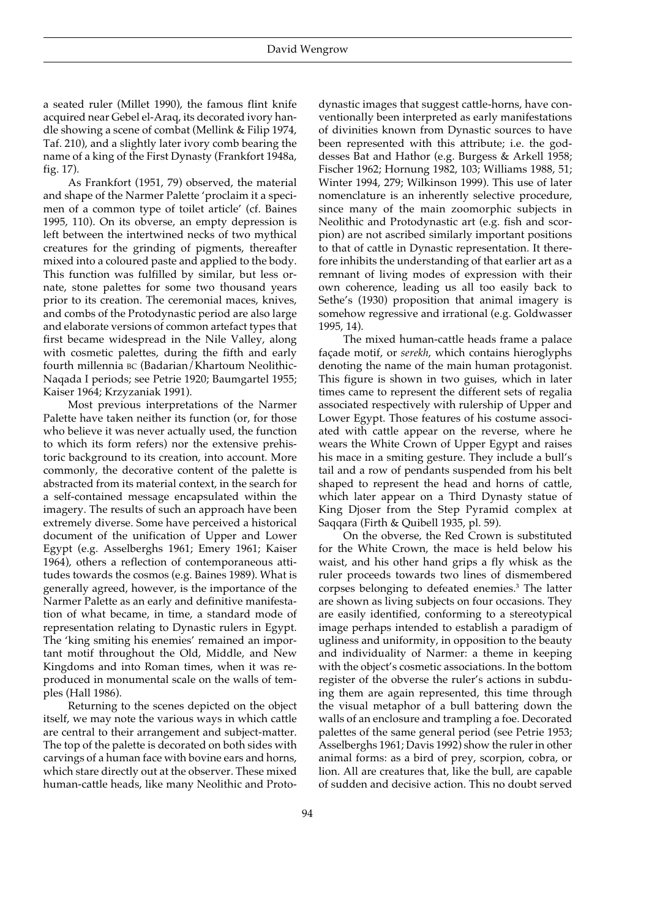a seated ruler (Millet 1990), the famous flint knife acquired near Gebel el-Araq, its decorated ivory handle showing a scene of combat (Mellink & Filip 1974, Taf. 210), and a slightly later ivory comb bearing the name of a king of the First Dynasty (Frankfort 1948a, fig. 17).

As Frankfort (1951, 79) observed, the material and shape of the Narmer Palette 'proclaim it a specimen of a common type of toilet article' (cf. Baines 1995, 110). On its obverse, an empty depression is left between the intertwined necks of two mythical creatures for the grinding of pigments, thereafter mixed into a coloured paste and applied to the body. This function was fulfilled by similar, but less ornate, stone palettes for some two thousand years prior to its creation. The ceremonial maces, knives, and combs of the Protodynastic period are also large and elaborate versions of common artefact types that first became widespread in the Nile Valley, along with cosmetic palettes, during the fifth and early fourth millennia BC (Badarian/Khartoum Neolithic-Naqada I periods; see Petrie 1920; Baumgartel 1955; Kaiser 1964; Krzyzaniak 1991).

Most previous interpretations of the Narmer Palette have taken neither its function (or, for those who believe it was never actually used, the function to which its form refers) nor the extensive prehistoric background to its creation, into account. More commonly, the decorative content of the palette is abstracted from its material context, in the search for a self-contained message encapsulated within the imagery. The results of such an approach have been extremely diverse. Some have perceived a historical document of the unification of Upper and Lower Egypt (e.g. Asselberghs 1961; Emery 1961; Kaiser 1964), others a reflection of contemporaneous attitudes towards the cosmos (e.g. Baines 1989). What is generally agreed, however, is the importance of the Narmer Palette as an early and definitive manifestation of what became, in time, a standard mode of representation relating to Dynastic rulers in Egypt. The 'king smiting his enemies' remained an important motif throughout the Old, Middle, and New Kingdoms and into Roman times, when it was reproduced in monumental scale on the walls of temples (Hall 1986).

Returning to the scenes depicted on the object itself, we may note the various ways in which cattle are central to their arrangement and subject-matter. The top of the palette is decorated on both sides with carvings of a human face with bovine ears and horns, which stare directly out at the observer. These mixed human-cattle heads, like many Neolithic and Protodynastic images that suggest cattle-horns, have conventionally been interpreted as early manifestations of divinities known from Dynastic sources to have been represented with this attribute; i.e. the goddesses Bat and Hathor (e.g. Burgess & Arkell 1958; Fischer 1962; Hornung 1982, 103; Williams 1988, 51; Winter 1994, 279; Wilkinson 1999). This use of later nomenclature is an inherently selective procedure, since many of the main zoomorphic subjects in Neolithic and Protodynastic art (e.g. fish and scorpion) are not ascribed similarly important positions to that of cattle in Dynastic representation. It therefore inhibits the understanding of that earlier art as a remnant of living modes of expression with their own coherence, leading us all too easily back to Sethe's (1930) proposition that animal imagery is somehow regressive and irrational (e.g. Goldwasser 1995, 14).

The mixed human-cattle heads frame a palace façade motif, or *serekh*, which contains hieroglyphs denoting the name of the main human protagonist. This figure is shown in two guises, which in later times came to represent the different sets of regalia associated respectively with rulership of Upper and Lower Egypt. Those features of his costume associated with cattle appear on the reverse, where he wears the White Crown of Upper Egypt and raises his mace in a smiting gesture. They include a bull's tail and a row of pendants suspended from his belt shaped to represent the head and horns of cattle, which later appear on a Third Dynasty statue of King Djoser from the Step Pyramid complex at Saqqara (Firth & Quibell 1935, pl. 59).

On the obverse, the Red Crown is substituted for the White Crown, the mace is held below his waist, and his other hand grips a fly whisk as the ruler proceeds towards two lines of dismembered corpses belonging to defeated enemies.[3] The latter are shown as living subjects on four occasions. They are easily identified, conforming to a stereotypical image perhaps intended to establish a paradigm of ugliness and uniformity, in opposition to the beauty and individuality of Narmer: a theme in keeping with the object's cosmetic associations. In the bottom register of the obverse the ruler's actions in subduing them are again represented, this time through the visual metaphor of a bull battering down the walls of an enclosure and trampling a foe. Decorated palettes of the same general period (see Petrie 1953; Asselberghs 1961; Davis 1992) show the ruler in other animal forms: as a bird of prey, scorpion, cobra, or lion. All are creatures that, like the bull, are capable of sudden and decisive action. This no doubt served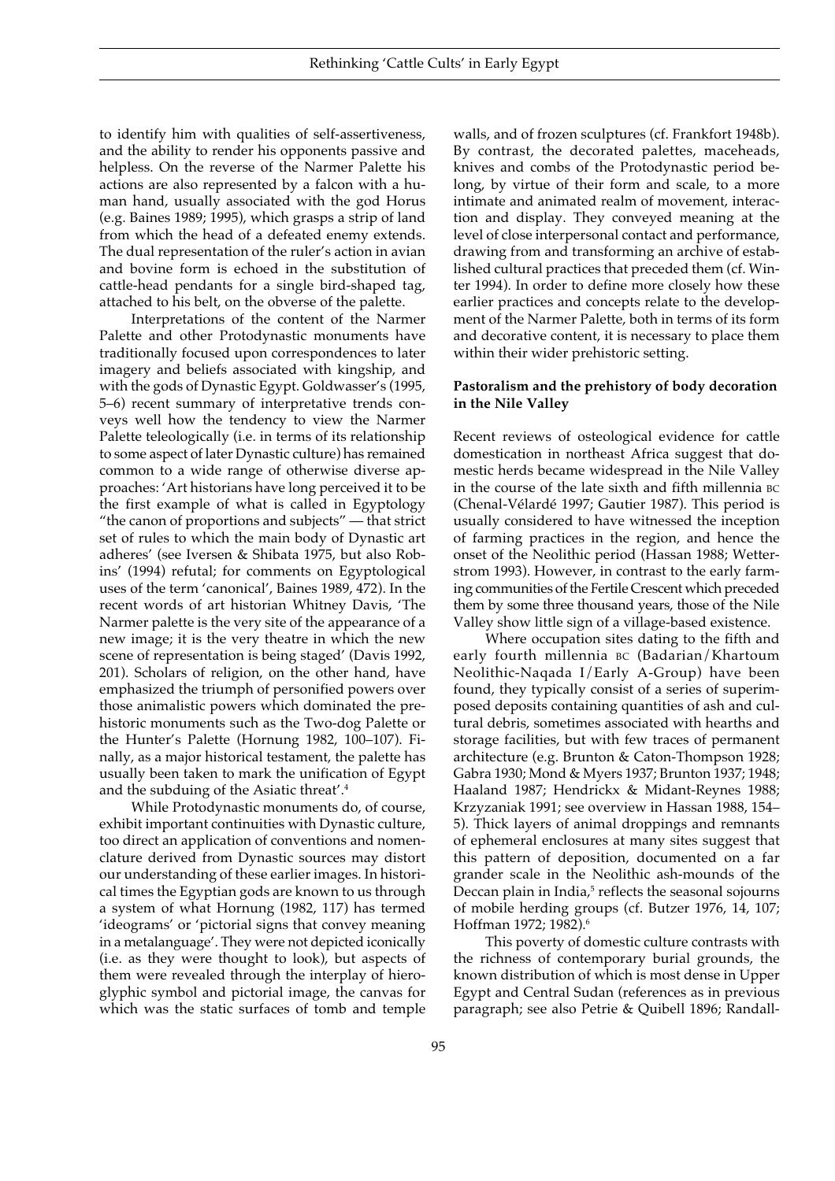to identify him with qualities of self-assertiveness, and the ability to render his opponents passive and helpless. On the reverse of the Narmer Palette his actions are also represented by a falcon with a human hand, usually associated with the god Horus (e.g. Baines 1989; 1995), which grasps a strip of land from which the head of a defeated enemy extends. The dual representation of the ruler's action in avian and bovine form is echoed in the substitution of cattle-head pendants for a single bird-shaped tag, attached to his belt, on the obverse of the palette.

Interpretations of the content of the Narmer Palette and other Protodynastic monuments have traditionally focused upon correspondences to later imagery and beliefs associated with kingship, and with the gods of Dynastic Egypt. Goldwasser's (1995, 5–6) recent summary of interpretative trends conveys well how the tendency to view the Narmer Palette teleologically (i.e. in terms of its relationship to some aspect of later Dynastic culture) has remained common to a wide range of otherwise diverse approaches: 'Art historians have long perceived it to be the first example of what is called in Egyptology "the canon of proportions and subjects" — that strict set of rules to which the main body of Dynastic art adheres' (see Iversen & Shibata 1975, but also Robins' (1994) refutal; for comments on Egyptological uses of the term 'canonical', Baines 1989, 472). In the recent words of art historian Whitney Davis, 'The Narmer palette is the very site of the appearance of a new image; it is the very theatre in which the new scene of representation is being staged' (Davis 1992, 201). Scholars of religion, on the other hand, have emphasized the triumph of personified powers over those animalistic powers which dominated the prehistoric monuments such as the Two-dog Palette or the Hunter's Palette (Hornung 1982, 100–107). Finally, as a major historical testament, the palette has usually been taken to mark the unification of Egypt and the subduing of the Asiatic threat'.[4]

While Protodynastic monuments do, of course, exhibit important continuities with Dynastic culture, too direct an application of conventions and nomenclature derived from Dynastic sources may distort our understanding of these earlier images. In historical times the Egyptian gods are known to us through a system of what Hornung (1982, 117) has termed 'ideograms' or 'pictorial signs that convey meaning in a metalanguage'. They were not depicted iconically (i.e. as they were thought to look), but aspects of them were revealed through the interplay of hieroglyphic symbol and pictorial image, the canvas for which was the static surfaces of tomb and temple walls, and of frozen sculptures (cf. Frankfort 1948b). By contrast, the decorated palettes, maceheads, knives and combs of the Protodynastic period belong, by virtue of their form and scale, to a more intimate and animated realm of movement, interaction and display. They conveyed meaning at the level of close interpersonal contact and performance, drawing from and transforming an archive of established cultural practices that preceded them (cf. Winter 1994). In order to define more closely how these earlier practices and concepts relate to the development of the Narmer Palette, both in terms of its form and decorative content, it is necessary to place them within their wider prehistoric setting.

### Pastoralism and the prehistory of body decoration in the Nile Valley

Recent reviews of osteological evidence for cattle domestication in northeast Africa suggest that domestic herds became widespread in the Nile Valley in the course of the late sixth and fifth millennia BC (Chenal-Vélardé 1997; Gautier 1987). This period is usually considered to have witnessed the inception of farming practices in the region, and hence the onset of the Neolithic period (Hassan 1988; Wetterstrom 1993). However, in contrast to the early farming communities of the Fertile Crescent which preceded them by some three thousand years, those of the Nile Valley show little sign of a village-based existence.

Where occupation sites dating to the fifth and early fourth millennia BC (Badarian/Khartoum Neolithic-Naqada I/Early A-Group) have been found, they typically consist of a series of superimposed deposits containing quantities of ash and cultural debris, sometimes associated with hearths and storage facilities, but with few traces of permanent architecture (e.g. Brunton & Caton-Thompson 1928; Gabra 1930; Mond & Myers 1937; Brunton 1937; 1948; Haaland 1987; Hendrickx & Midant-Reynes 1988; Krzyzaniak 1991; see overview in Hassan 1988, 154–5). Thick layers of animal droppings and remnants of ephemeral enclosures at many sites suggest that this pattern of deposition, documented on a far grander scale in the Neolithic ash-mounds of the Deccan plain in India,[5] reflects the seasonal sojourns of mobile herding groups (cf. Butzer 1976, 14, 107; Hoffman 1972; 1982).[6]

This poverty of domestic culture contrasts with the richness of contemporary burial grounds, the known distribution of which is most dense in Upper Egypt and Central Sudan (references as in previous paragraph; see also Petrie & Quibell 1896; Randall-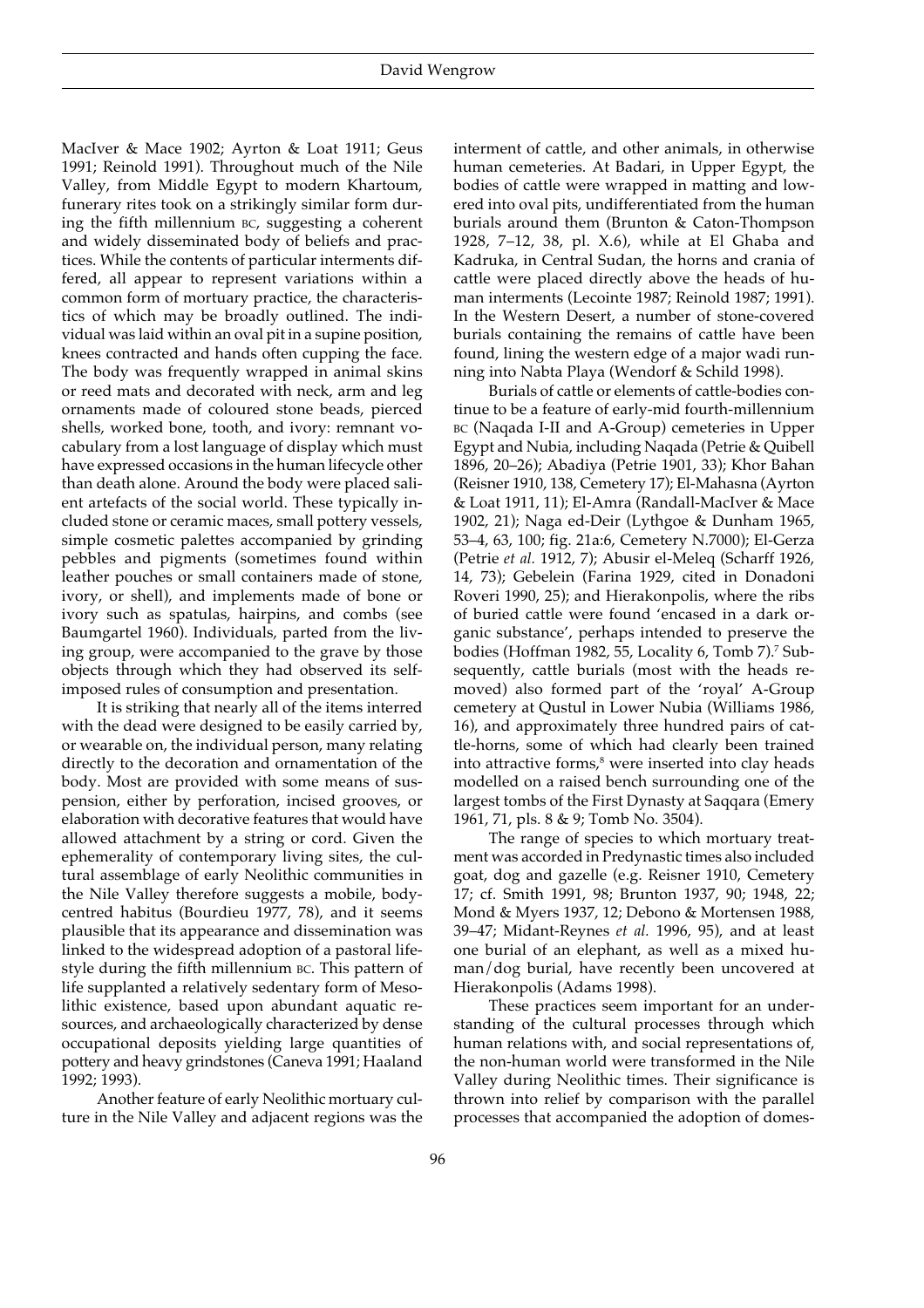MacIver & Mace 1902; Ayrton & Loat 1911; Geus 1991; Reinold 1991). Throughout much of the Nile Valley, from Middle Egypt to modern Khartoum, funerary rites took on a strikingly similar form during the fifth millennium BC, suggesting a coherent and widely disseminated body of beliefs and practices. While the contents of particular interments differed, all appear to represent variations within a common form of mortuary practice, the characteristics of which may be broadly outlined. The individual was laid within an oval pit in a supine position, knees contracted and hands often cupping the face. The body was frequently wrapped in animal skins or reed mats and decorated with neck, arm and leg ornaments made of coloured stone beads, pierced shells, worked bone, tooth, and ivory: remnant vocabulary from a lost language of display which must have expressed occasions in the human lifecycle other than death alone. Around the body were placed salient artefacts of the social world. These typically included stone or ceramic maces, small pottery vessels, simple cosmetic palettes accompanied by grinding pebbles and pigments (sometimes found within leather pouches or small containers made of stone, ivory, or shell), and implements made of bone or ivory such as spatulas, hairpins, and combs (see Baumgartel 1960). Individuals, parted from the living group, were accompanied to the grave by those objects through which they had observed its self-imposed rules of consumption and presentation.

It is striking that nearly all of the items interred with the dead were designed to be easily carried by, or wearable on, the individual person, many relating directly to the decoration and ornamentation of the body. Most are provided with some means of suspension, either by perforation, incised grooves, or elaboration with decorative features that would have allowed attachment by a string or cord. Given the ephemerality of contemporary living sites, the cultural assemblage of early Neolithic communities in the Nile Valley therefore suggests a mobile, body-centred habitus (Bourdieu 1977, 78), and it seems plausible that its appearance and dissemination was linked to the widespread adoption of a pastoral lifestyle during the fifth millennium BC. This pattern of life supplanted a relatively sedentary form of Mesolithic existence, based upon abundant aquatic resources, and archaeologically characterized by dense occupational deposits yielding large quantities of pottery and heavy grindstones (Caneva 1991; Haaland 1992; 1993).

Another feature of early Neolithic mortuary culture in the Nile Valley and adjacent regions was the interment of cattle, and other animals, in otherwise human cemeteries. At Badari, in Upper Egypt, the bodies of cattle were wrapped in matting and lowered into oval pits, undifferentiated from the human burials around them (Brunton & Caton-Thompson 1928, 7–12, 38, pl. X.6), while at El Ghaba and Kadruka, in Central Sudan, the horns and crania of cattle were placed directly above the heads of human interments (Lecointe 1987; Reinold 1987; 1991). In the Western Desert, a number of stone-covered burials containing the remains of cattle have been found, lining the western edge of a major wadi running into Nabta Playa (Wendorf & Schild 1998).

Burials of cattle or elements of cattle-bodies continue to be a feature of early-mid fourth-millennium BC (Naqada I-II and A-Group) cemeteries in Upper Egypt and Nubia, including Naqada (Petrie & Quibell 1896, 20–26); Abadiya (Petrie 1901, 33); Khor Bahan (Reisner 1910, 138, Cemetery 17); El-Mahasna (Ayrton & Loat 1911, 11); El-Amra (Randall-MacIver & Mace 1902, 21); Naga ed-Deir (Lythgoe & Dunham 1965, 53–4, 63, 100; fig. 21a:6, Cemetery N.7000); El-Gerza (Petrie *et al.* 1912, 7); Abusir el-Meleq (Scharff 1926, 14, 73); Gebelein (Farina 1929, cited in Donadoni Roveri 1990, 25); and Hierakonpolis, where the ribs of buried cattle were found 'encased in a dark organic substance', perhaps intended to preserve the bodies (Hoffman 1982, 55, Locality 6, Tomb 7).[7] Subsequently, cattle burials (most with the heads removed) also formed part of the 'royal' A-Group cemetery at Qustul in Lower Nubia (Williams 1986, 16), and approximately three hundred pairs of cattle-horns, some of which had clearly been trained into attractive forms,[8] were inserted into clay heads modelled on a raised bench surrounding one of the largest tombs of the First Dynasty at Saqqara (Emery 1961, 71, pls. 8 & 9; Tomb No. 3504).

The range of species to which mortuary treatment was accorded in Predynastic times also included goat, dog and gazelle (e.g. Reisner 1910, Cemetery 17; cf. Smith 1991, 98; Brunton 1937, 90; 1948, 22; Mond & Myers 1937, 12; Debono & Mortensen 1988, 39–47; Midant-Reynes *et al.* 1996, 95), and at least one burial of an elephant, as well as a mixed human/dog burial, have recently been uncovered at Hierakonpolis (Adams 1998).

These practices seem important for an understanding of the cultural processes through which human relations with, and social representations of, the non-human world were transformed in the Nile Valley during Neolithic times. Their significance is thrown into relief by comparison with the parallel processes that accompanied the adoption of domes-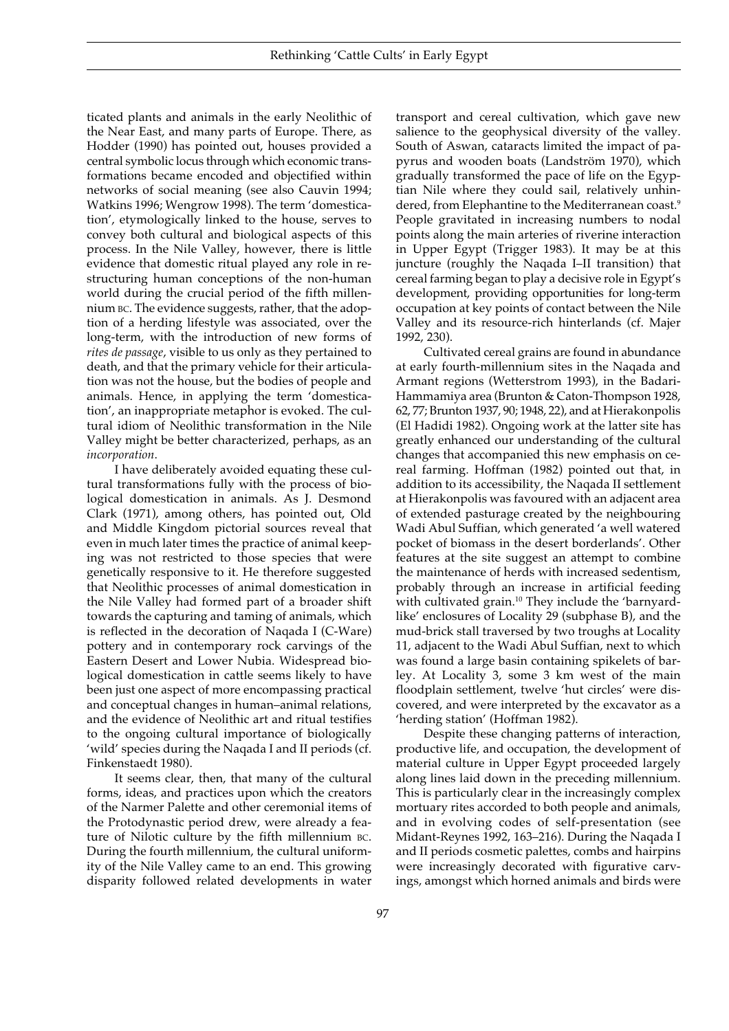ticated plants and animals in the early Neolithic of the Near East, and many parts of Europe. There, as Hodder (1990) has pointed out, houses provided a central symbolic locus through which economic transformations became encoded and objectified within networks of social meaning (see also Cauvin 1994; Watkins 1996; Wengrow 1998). The term 'domestication', etymologically linked to the house, serves to convey both cultural and biological aspects of this process. In the Nile Valley, however, there is little evidence that domestic ritual played any role in restructuring human conceptions of the non-human world during the crucial period of the fifth millennium BC. The evidence suggests, rather, that the adoption of a herding lifestyle was associated, over the long-term, with the introduction of new forms of *rites de passage*, visible to us only as they pertained to death, and that the primary vehicle for their articulation was not the house, but the bodies of people and animals. Hence, in applying the term 'domestication', an inappropriate metaphor is evoked. The cultural idiom of Neolithic transformation in the Nile Valley might be better characterized, perhaps, as an *incorporation*.

I have deliberately avoided equating these cultural transformations fully with the process of biological domestication in animals. As J. Desmond Clark (1971), among others, has pointed out, Old and Middle Kingdom pictorial sources reveal that even in much later times the practice of animal keeping was not restricted to those species that were genetically responsive to it. He therefore suggested that Neolithic processes of animal domestication in the Nile Valley had formed part of a broader shift towards the capturing and taming of animals, which is reflected in the decoration of Naqada I (C-Ware) pottery and in contemporary rock carvings of the Eastern Desert and Lower Nubia. Widespread biological domestication in cattle seems likely to have been just one aspect of more encompassing practical and conceptual changes in human–animal relations, and the evidence of Neolithic art and ritual testifies to the ongoing cultural importance of biologically 'wild' species during the Naqada I and II periods (cf. Finkenstaedt 1980).

It seems clear, then, that many of the cultural forms, ideas, and practices upon which the creators of the Narmer Palette and other ceremonial items of the Protodynastic period drew, were already a feature of Nilotic culture by the fifth millennium BC. During the fourth millennium, the cultural uniformity of the Nile Valley came to an end. This growing disparity followed related developments in water transport and cereal cultivation, which gave new salience to the geophysical diversity of the valley. South of Aswan, cataracts limited the impact of papyrus and wooden boats (Landström 1970), which gradually transformed the pace of life on the Egyptian Nile where they could sail, relatively unhindered, from Elephantine to the Mediterranean coast.[9] People gravitated in increasing numbers to nodal points along the main arteries of riverine interaction in Upper Egypt (Trigger 1983). It may be at this juncture (roughly the Naqada I–II transition) that cereal farming began to play a decisive role in Egypt's development, providing opportunities for long-term occupation at key points of contact between the Nile Valley and its resource-rich hinterlands (cf. Majer 1992, 230).

Cultivated cereal grains are found in abundance at early fourth-millennium sites in the Naqada and Armant regions (Wetterstrom 1993), in the Badari-Hammamiya area (Brunton & Caton-Thompson 1928, 62, 77; Brunton 1937, 90; 1948, 22), and at Hierakonpolis (El Hadidi 1982). Ongoing work at the latter site has greatly enhanced our understanding of the cultural changes that accompanied this new emphasis on cereal farming. Hoffman (1982) pointed out that, in addition to its accessibility, the Naqada II settlement at Hierakonpolis was favoured with an adjacent area of extended pasturage created by the neighbouring Wadi Abul Suffian, which generated 'a well watered pocket of biomass in the desert borderlands'. Other features at the site suggest an attempt to combine the maintenance of herds with increased sedentism, probably through an increase in artificial feeding with cultivated grain.[10] They include the 'barnyard-like' enclosures of Locality 29 (subphase B), and the mud-brick stall traversed by two troughs at Locality 11, adjacent to the Wadi Abul Suffian, next to which was found a large basin containing spikelets of barley. At Locality 3, some 3 km west of the main floodplain settlement, twelve 'hut circles' were discovered, and were interpreted by the excavator as a 'herding station' (Hoffman 1982).

Despite these changing patterns of interaction, productive life, and occupation, the development of material culture in Upper Egypt proceeded largely along lines laid down in the preceding millennium. This is particularly clear in the increasingly complex mortuary rites accorded to both people and animals, and in evolving codes of self-presentation (see Midant-Reynes 1992, 163–216). During the Naqada I and II periods cosmetic palettes, combs and hairpins were increasingly decorated with figurative carvings, amongst which horned animals and birds were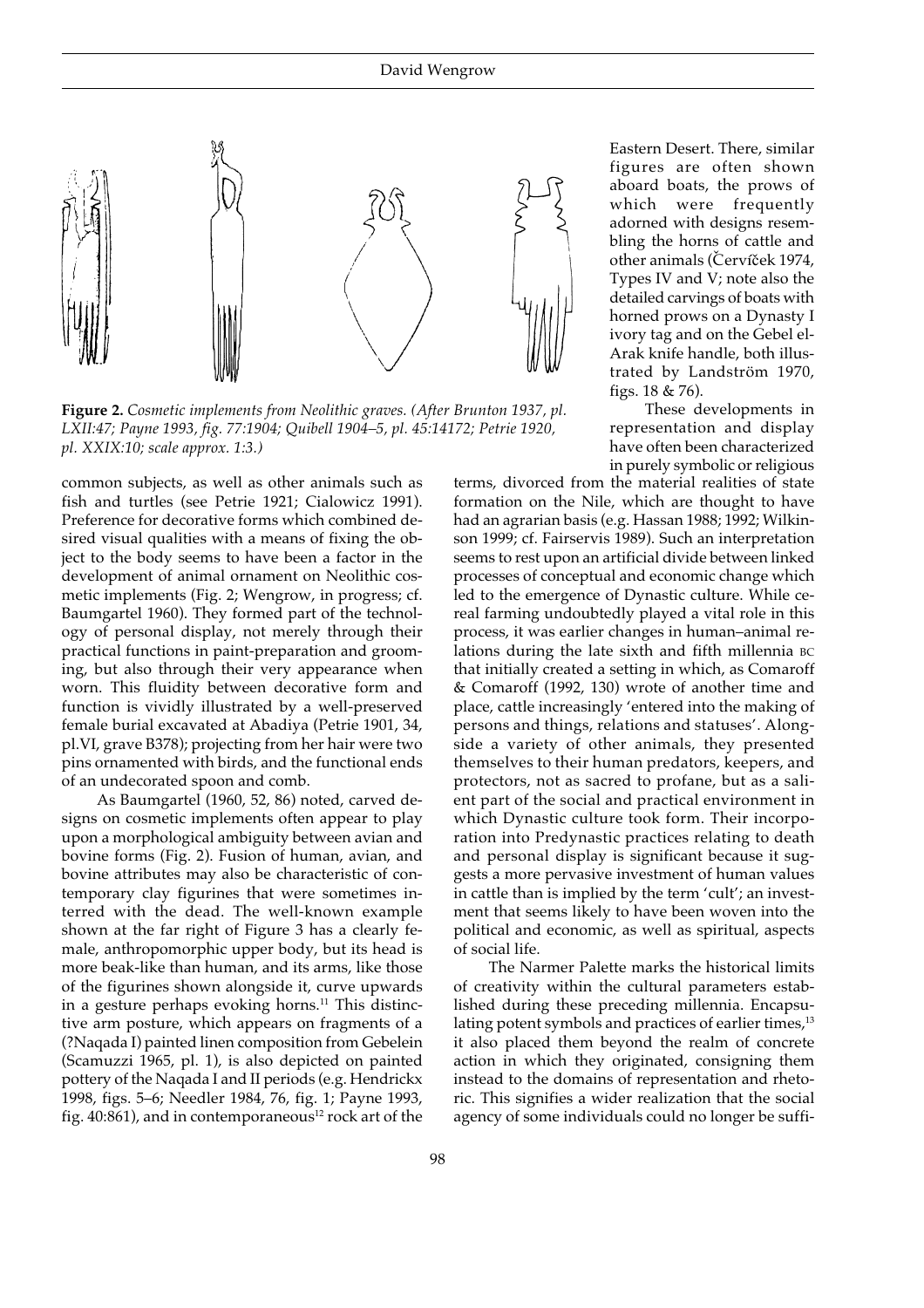**Figure 2.** *Cosmetic implements from Neolithic graves. (After Brunton 1937, pl. LXII:47; Payne 1993, fig. 77:1904; Quibell 1904–5, pl. 45:14172; Petrie 1920, pl. XXIX:10; scale approx. 1:3.)*

common subjects, as well as other animals such as fish and turtles (see Petrie 1921; Cialowicz 1991). Preference for decorative forms which combined desired visual qualities with a means of fixing the object to the body seems to have been a factor in the development of animal ornament on Neolithic cosmetic implements (Fig. 2; Wengrow, in progress; cf. Baumgartel 1960). They formed part of the technology of personal display, not merely through their practical functions in paint-preparation and grooming, but also through their very appearance when worn. This fluidity between decorative form and function is vividly illustrated by a well-preserved female burial excavated at Abadiya (Petrie 1901, 34, pl.VI, grave B378); projecting from her hair were two pins ornamented with birds, and the functional ends of an undecorated spoon and comb.

As Baumgartel (1960, 52, 86) noted, carved designs on cosmetic implements often appear to play upon a morphological ambiguity between avian and bovine forms (Fig. 2). Fusion of human, avian, and bovine attributes may also be characteristic of contemporary clay figurines that were sometimes interred with the dead. The well-known example shown at the far right of Figure 3 has a clearly female, anthropomorphic upper body, but its head is more beak-like than human, and its arms, like those of the figurines shown alongside it, curve upwards in a gesture perhaps evoking horns.[11] This distinctive arm posture, which appears on fragments of a (?Naqada I) painted linen composition from Gebelein (Scamuzzi 1965, pl. 1), is also depicted on painted pottery of the Naqada I and II periods (e.g. Hendrickx 1998, figs. 5–6; Needler 1984, 76, fig. 1; Payne 1993, fig. 40:861), and in contemporaneous[12] rock art of the Eastern Desert. There, similar figures are often shown aboard boats, the prows of which were frequently adorned with designs resembling the horns of cattle and other animals (Červíček 1974, Types IV and V; note also the detailed carvings of boats with horned prows on a Dynasty I ivory tag and on the Gebel el-Arak knife handle, both illustrated by Landström 1970, figs. 18 & 76).

These developments in representation and display have often been characterized in purely symbolic or religious terms, divorced from the material realities of state formation on the Nile, which are thought to have had an agrarian basis (e.g. Hassan 1988; 1992; Wilkinson 1999; cf. Fairservis 1989). Such an interpretation seems to rest upon an artificial divide between linked processes of conceptual and economic change which led to the emergence of Dynastic culture. While cereal farming undoubtedly played a vital role in this process, it was earlier changes in human–animal relations during the late sixth and fifth millennia BC that initially created a setting in which, as Comaroff & Comaroff (1992, 130) wrote of another time and place, cattle increasingly 'entered into the making of persons and things, relations and statuses'. Alongside a variety of other animals, they presented themselves to their human predators, keepers, and protectors, not as sacred to profane, but as a salient part of the social and practical environment in which Dynastic culture took form. Their incorporation into Predynastic practices relating to death and personal display is significant because it suggests a more pervasive investment of human values in cattle than is implied by the term 'cult'; an investment that seems likely to have been woven into the political and economic, as well as spiritual, aspects of social life.

The Narmer Palette marks the historical limits of creativity within the cultural parameters established during these preceding millennia. Encapsulating potent symbols and practices of earlier times,[13] it also placed them beyond the realm of concrete action in which they originated, consigning them instead to the domains of representation and rhetoric. This signifies a wider realization that the social agency of some individuals could no longer be suffi-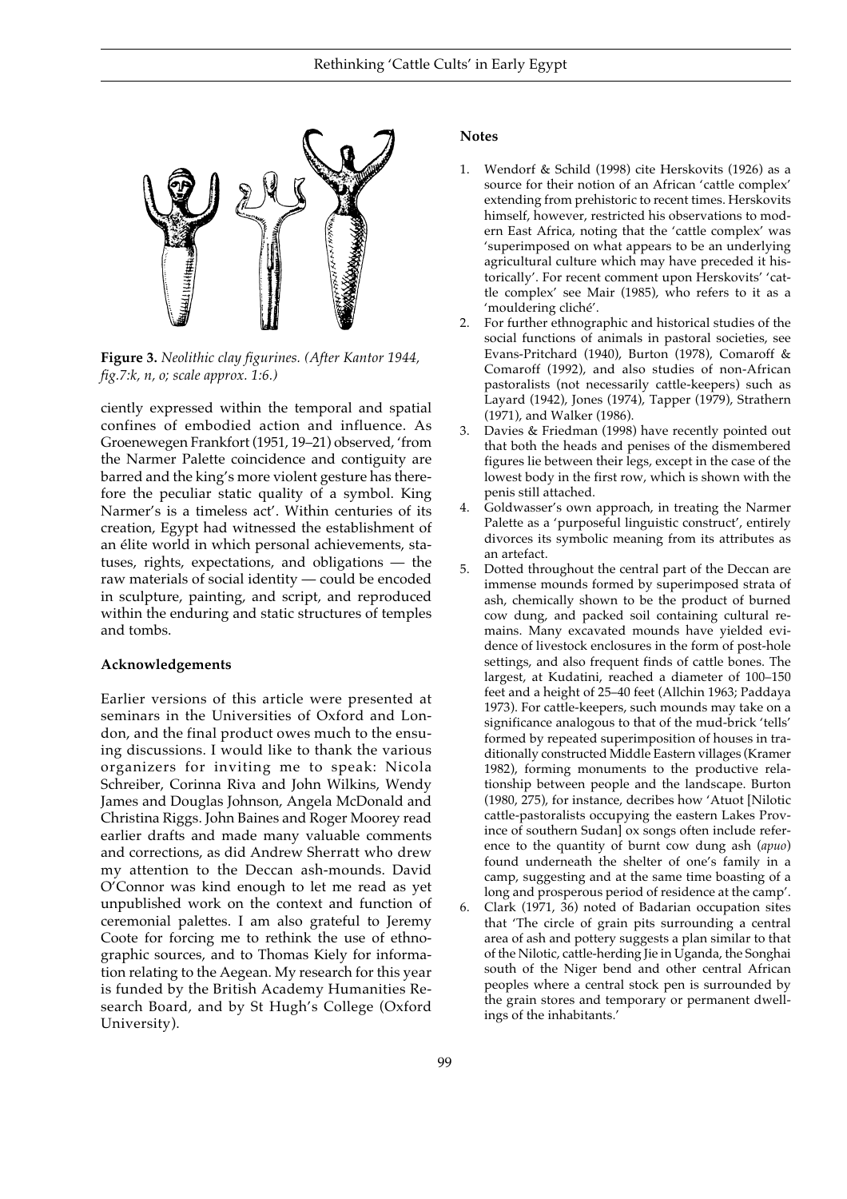**Figure 3.** *Neolithic clay figurines. (After Kantor 1944, fig.7:k, n, o; scale approx. 1:6.)*

ciently expressed within the temporal and spatial confines of embodied action and influence. As Groenewegen Frankfort (1951, 19–21) observed, 'from the Narmer Palette coincidence and contiguity are barred and the king's more violent gesture has therefore the peculiar static quality of a symbol. King Narmer's is a timeless act'. Within centuries of its creation, Egypt had witnessed the establishment of an élite world in which personal achievements, statuses, rights, expectations, and obligations — the raw materials of social identity — could be encoded in sculpture, painting, and script, and reproduced within the enduring and static structures of temples and tombs.

### Acknowledgements

Earlier versions of this article were presented at seminars in the Universities of Oxford and London, and the final product owes much to the ensuing discussions. I would like to thank the various organizers for inviting me to speak: Nicola Schreiber, Corinna Riva and John Wilkins, Wendy James and Douglas Johnson, Angela McDonald and Christina Riggs. John Baines and Roger Moorey read earlier drafts and made many valuable comments and corrections, as did Andrew Sherratt who drew my attention to the Deccan ash-mounds. David O'Connor was kind enough to let me read as yet unpublished work on the context and function of ceremonial palettes. I am also grateful to Jeremy Coote for forcing me to rethink the use of ethnographic sources, and to Thomas Kiely for information relating to the Aegean. My research for this year is funded by the British Academy Humanities Research Board, and by St Hugh's College (Oxford University).

### Notes

1. Wendorf & Schild (1998) cite Herskovits (1926) as a source for their notion of an African 'cattle complex' extending from prehistoric to recent times. Herskovits himself, however, restricted his observations to modern East Africa, noting that the 'cattle complex' was 'superimposed on what appears to be an underlying agricultural culture which may have preceded it historically'. For recent comment upon Herskovits' 'cattle complex' see Mair (1985), who refers to it as a 'mouldering cliché'.
2. For further ethnographic and historical studies of the social functions of animals in pastoral societies, see Evans-Pritchard (1940), Burton (1978), Comaroff & Comaroff (1992), and also studies of non-African pastoralists (not necessarily cattle-keepers) such as Layard (1942), Jones (1974), Tapper (1979), Strathern (1971), and Walker (1986).
3. Davies & Friedman (1998) have recently pointed out that both the heads and penises of the dismembered figures lie between their legs, except in the case of the lowest body in the first row, which is shown with the penis still attached.
4. Goldwasser's own approach, in treating the Narmer Palette as a 'purposeful linguistic construct', entirely divorces its symbolic meaning from its attributes as an artefact.
5. Dotted throughout the central part of the Deccan are immense mounds formed by superimposed strata of ash, chemically shown to be the product of burned cow dung, and packed soil containing cultural remains. Many excavated mounds have yielded evidence of livestock enclosures in the form of post-hole settings, and also frequent finds of cattle bones. The largest, at Kudatini, reached a diameter of 100–150 feet and a height of 25–40 feet (Allchin 1963; Paddaya 1973). For cattle-keepers, such mounds may take on a significance analogous to that of the mud-brick 'tells' formed by repeated superimposition of houses in traditionally constructed Middle Eastern villages (Kramer 1982), forming monuments to the productive relationship between people and the landscape. Burton (1980, 275), for instance, decribes how 'Atuot [Nilotic cattle-pastoralists occupying the eastern Lakes Province of southern Sudan] ox songs often include reference to the quantity of burnt cow dung ash (*apuo*) found underneath the shelter of one's family in a camp, suggesting and at the same time boasting of a long and prosperous period of residence at the camp'.
6. Clark (1971, 36) noted of Badarian occupation sites that 'The circle of grain pits surrounding a central area of ash and pottery suggests a plan similar to that of the Nilotic, cattle-herding Jie in Uganda, the Songhai south of the Niger bend and other central African peoples where a central stock pen is surrounded by the grain stores and temporary or permanent dwellings of the inhabitants.'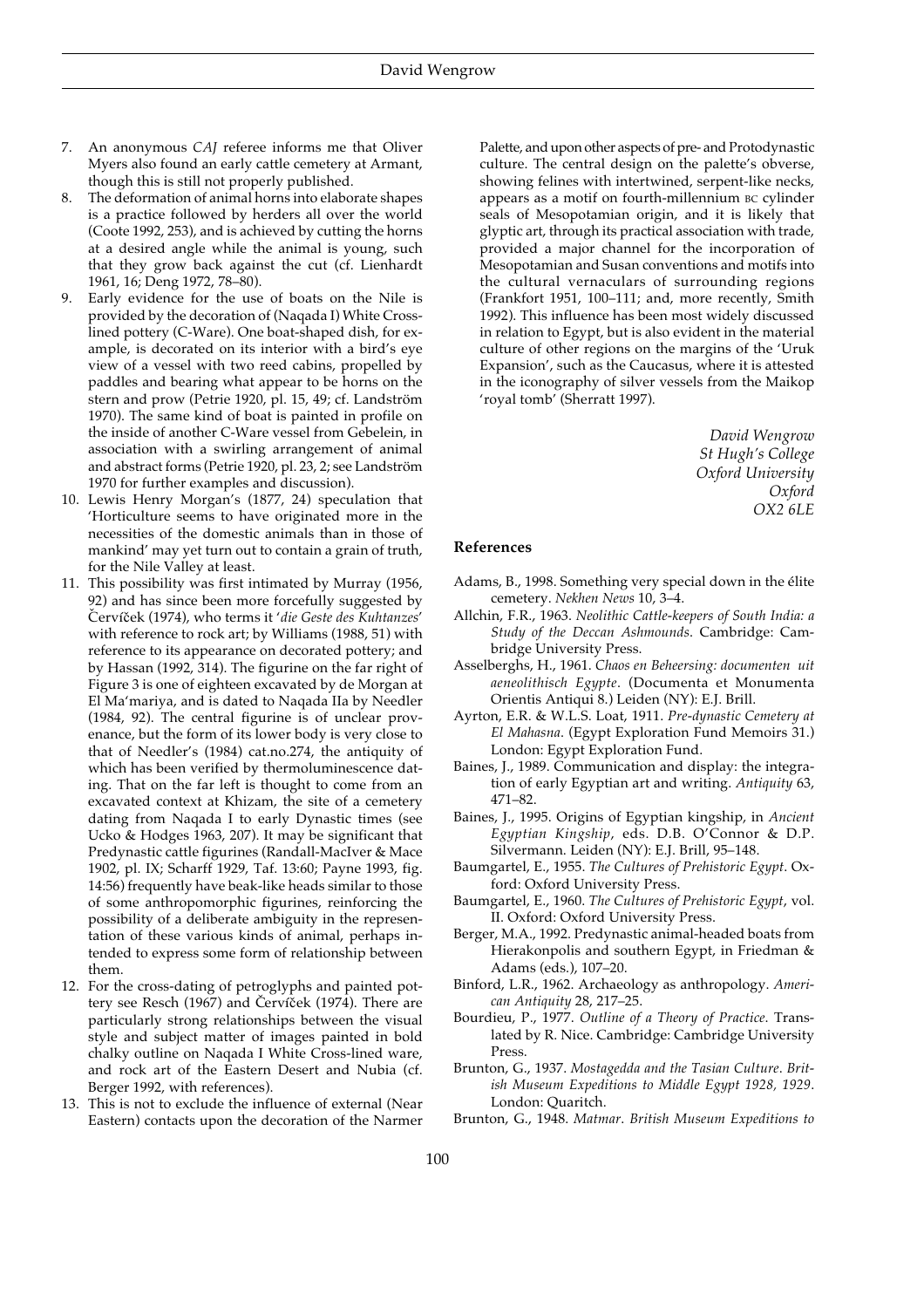7. An anonymous *CAJ* referee informs me that Oliver Myers also found an early cattle cemetery at Armant, though this is still not properly published.
8. The deformation of animal horns into elaborate shapes is a practice followed by herders all over the world (Coote 1992, 253), and is achieved by cutting the horns at a desired angle while the animal is young, such that they grow back against the cut (cf. Lienhardt 1961, 16; Deng 1972, 78–80).
9. Early evidence for the use of boats on the Nile is provided by the decoration of (Naqada I) White Cross-lined pottery (C-Ware). One boat-shaped dish, for example, is decorated on its interior with a bird's eye view of a vessel with two reed cabins, propelled by paddles and bearing what appear to be horns on the stern and prow (Petrie 1920, pl. 15, 49; cf. Landström 1970). The same kind of boat is painted in profile on the inside of another C-Ware vessel from Gebelein, in association with a swirling arrangement of animal and abstract forms (Petrie 1920, pl. 23, 2; see Landström 1970 for further examples and discussion).
10. Lewis Henry Morgan's (1877, 24) speculation that 'Horticulture seems to have originated more in the necessities of the domestic animals than in those of mankind' may yet turn out to contain a grain of truth, for the Nile Valley at least.
11. This possibility was first intimated by Murray (1956, 92) and has since been more forcefully suggested by Červíček (1974), who terms it '*die Geste des Kuhtanzes*' with reference to rock art; by Williams (1988, 51) with reference to its appearance on decorated pottery; and by Hassan (1992, 314). The figurine on the far right of Figure 3 is one of eighteen excavated by de Morgan at El Ma'mariya, and is dated to Naqada IIa by Needler (1984, 92). The central figurine is of unclear provenance, but the form of its lower body is very close to that of Needler's (1984) cat.no.274, the antiquity of which has been verified by thermoluminescence dating. That on the far left is thought to come from an excavated context at Khizam, the site of a cemetery dating from Naqada I to early Dynastic times (see Ucko & Hodges 1963, 207). It may be significant that Predynastic cattle figurines (Randall-MacIver & Mace 1902, pl. IX; Scharff 1929, Taf. 13:60; Payne 1993, fig. 14:56) frequently have beak-like heads similar to those of some anthropomorphic figurines, reinforcing the possibility of a deliberate ambiguity in the representation of these various kinds of animal, perhaps intended to express some form of relationship between them.
12. For the cross-dating of petroglyphs and painted pottery see Resch (1967) and Červíček (1974). There are particularly strong relationships between the visual style and subject matter of images painted in bold chalky outline on Naqada I White Cross-lined ware, and rock art of the Eastern Desert and Nubia (cf. Berger 1992, with references).
13. This is not to exclude the influence of external (Near Eastern) contacts upon the decoration of the Narmer Palette, and upon other aspects of pre- and Protodynastic culture. The central design on the palette's obverse, showing felines with intertwined, serpent-like necks, appears as a motif on fourth-millennium BC cylinder seals of Mesopotamian origin, and it is likely that glyptic art, through its practical association with trade, provided a major channel for the incorporation of Mesopotamian and Susan conventions and motifs into the cultural vernaculars of surrounding regions (Frankfort 1951, 100–111; and, more recently, Smith 1992). This influence has been most widely discussed in relation to Egypt, but is also evident in the material culture of other regions on the margins of the 'Uruk Expansion', such as the Caucasus, where it is attested in the iconography of silver vessels from the Maikop 'royal tomb' (Sherratt 1997).

*David Wengrow*
*St Hugh's College*
*Oxford University*
*Oxford*
*OX2 6LE*

## References

Adams, B., 1998. Something very special down in the élite cemetery. *Nekhen News* 10, 3–4.

Allchin, F.R., 1963. *Neolithic Cattle-keepers of South India: a Study of the Deccan Ashmounds*. Cambridge: Cambridge University Press.

Asselberghs, H., 1961. *Chaos en Beheersing: documenten uit aeneolithisch Egypte*. (Documenta et Monumenta Orientis Antiqui 8.) Leiden (NY): E.J. Brill.

Ayrton, E.R. & W.L.S. Loat, 1911. *Pre-dynastic Cemetery at El Mahasna*. (Egypt Exploration Fund Memoirs 31.) London: Egypt Exploration Fund.

Baines, J., 1989. Communication and display: the integration of early Egyptian art and writing. *Antiquity* 63, 471–82.

Baines, J., 1995. Origins of Egyptian kingship, in *Ancient Egyptian Kingship*, eds. D.B. O'Connor & D.P. Silvermann. Leiden (NY): E.J. Brill, 95–148.

Baumgartel, E., 1955. *The Cultures of Prehistoric Egypt*. Oxford: Oxford University Press.

Baumgartel, E., 1960. *The Cultures of Prehistoric Egypt*, vol. II. Oxford: Oxford University Press.

Berger, M.A., 1992. Predynastic animal-headed boats from Hierakonpolis and southern Egypt, in Friedman & Adams (eds.), 107–20.

Binford, L.R., 1962. Archaeology as anthropology. *American Antiquity* 28, 217–25.

Bourdieu, P., 1977. *Outline of a Theory of Practice*. Translated by R. Nice. Cambridge: Cambridge University Press.

Brunton, G., 1937. *Mostagedda and the Tasian Culture*. *British Museum Expeditions to Middle Egypt 1928, 1929*. London: Quaritch.

Brunton, G., 1948. *Matmar*. *British Museum Expeditions to*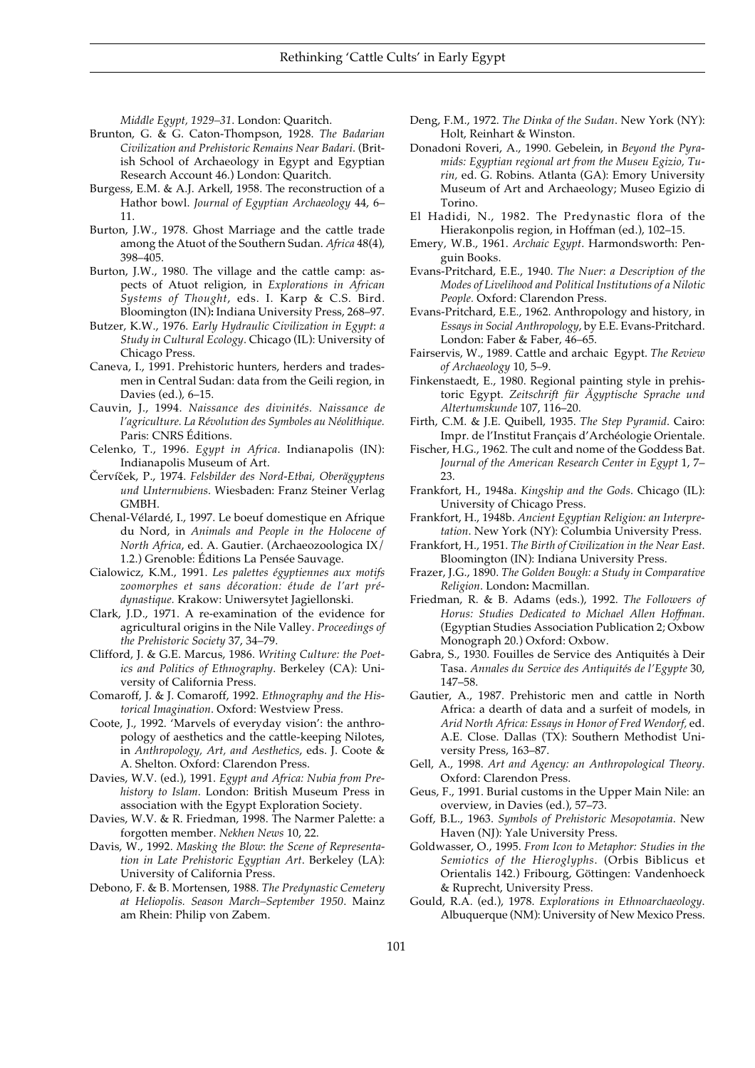*Middle Egypt, 1929–31*. London: Quaritch.

Brunton, G. & G. Caton-Thompson, 1928. *The Badarian Civilization and Prehistoric Remains Near Badari*. (British School of Archaeology in Egypt and Egyptian Research Account 46.) London: Quaritch.

Burgess, E.M. & A.J. Arkell, 1958. The reconstruction of a Hathor bowl. *Journal of Egyptian Archaeology* 44, 6–11.

Burton, J.W., 1978. Ghost Marriage and the cattle trade among the Atuot of the Southern Sudan. *Africa* 48(4), 398–405.

Burton, J.W., 1980. The village and the cattle camp: aspects of Atuot religion, in *Explorations in African Systems of Thought*, eds. I. Karp & C.S. Bird. Bloomington (IN): Indiana University Press, 268–97.

Butzer, K.W., 1976. *Early Hydraulic Civilization in Egypt: a Study in Cultural Ecology*. Chicago (IL): University of Chicago Press.

Caneva, I., 1991. Prehistoric hunters, herders and tradesmen in Central Sudan: data from the Geili region, in Davies (ed.), 6–15.

Cauvin, J., 1994. *Naissance des divinités. Naissance de l'agriculture. La Révolution des Symboles au Néolithique.* Paris: CNRS Éditions.

Celenko, T., 1996. *Egypt in Africa*. Indianapolis (IN): Indianapolis Museum of Art.

Červíček, P., 1974. *Felsbilder des Nord-Etbai, Oberägyptens und Unternubiens*. Wiesbaden: Franz Steiner Verlag GMBH.

Chenal-Vélardé, I., 1997. Le boeuf domestique en Afrique du Nord, in *Animals and People in the Holocene of North Africa*, ed. A. Gautier. (Archaeozoologica IX/1.2.) Grenoble: Éditions La Pensée Sauvage.

Cialowicz, K.M., 1991. *Les palettes égyptiennes aux motifs zoomorphes et sans décoration: étude de l'art prédynastique.* Krakow: Uniwersytet Jagiellonski.

Clark, J.D., 1971. A re-examination of the evidence for agricultural origins in the Nile Valley. *Proceedings of the Prehistoric Society* 37, 34–79.

Clifford, J. & G.E. Marcus, 1986. *Writing Culture: the Poetics and Politics of Ethnography*. Berkeley (CA): University of California Press.

Comaroff, J. & J. Comaroff, 1992. *Ethnography and the Historical Imagination*. Oxford: Westview Press.

Coote, J., 1992. 'Marvels of everyday vision': the anthropology of aesthetics and the cattle-keeping Nilotes, in *Anthropology, Art, and Aesthetics*, eds. J. Coote & A. Shelton. Oxford: Clarendon Press.

Davies, W.V. (ed.), 1991. *Egypt and Africa: Nubia from Prehistory to Islam*. London: British Museum Press in association with the Egypt Exploration Society.

Davies, W.V. & R. Friedman, 1998. The Narmer Palette: a forgotten member. *Nekhen News* 10, 22.

Davis, W., 1992. *Masking the Blow: the Scene of Representation in Late Prehistoric Egyptian Art*. Berkeley (LA): University of California Press.

Debono, F. & B. Mortensen, 1988. *The Predynastic Cemetery at Heliopolis. Season March–September 1950*. Mainz am Rhein: Philip von Zabem.

Deng, F.M., 1972. *The Dinka of the Sudan*. New York (NY): Holt, Reinhart & Winston.

Donadoni Roveri, A., 1990. Gebelein, in *Beyond the Pyramids: Egyptian regional art from the Museu Egizio, Turin,* ed. G. Robins. Atlanta (GA): Emory University Museum of Art and Archaeology; Museo Egizio di Torino.

El Hadidi, N., 1982. The Predynastic flora of the Hierakonpolis region, in Hoffman (ed.), 102–15.

Emery, W.B., 1961. *Archaic Egypt*. Harmondsworth: Penguin Books.

Evans-Pritchard, E.E., 1940. *The Nuer: a Description of the Modes of Livelihood and Political Institutions of a Nilotic People.* Oxford: Clarendon Press.

Evans-Pritchard, E.E., 1962. Anthropology and history, in *Essays in Social Anthropology*, by E.E. Evans-Pritchard. London: Faber & Faber, 46–65.

Fairservis, W., 1989. Cattle and archaic Egypt. *The Review of Archaeology* 10, 5–9.

Finkenstaedt, E., 1980. Regional painting style in prehistoric Egypt. *Zeitschrift für Ägyptische Sprache und Altertumskunde* 107, 116–20.

Firth, C.M. & J.E. Quibell, 1935. *The Step Pyramid*. Cairo: Impr. de l'Institut Français d'Archéologie Orientale.

Fischer, H.G., 1962. The cult and nome of the Goddess Bat. *Journal of the American Research Center in Egypt* 1, 7–23.

Frankfort, H., 1948a. *Kingship and the Gods*. Chicago (IL): University of Chicago Press.

Frankfort, H., 1948b. *Ancient Egyptian Religion: an Interpretation*. New York (NY): Columbia University Press.

Frankfort, H., 1951. *The Birth of Civilization in the Near East.* Bloomington (IN): Indiana University Press.

Frazer, J.G., 1890. *The Golden Bough: a Study in Comparative Religion*. London: Macmillan.

Friedman, R. & B. Adams (eds.), 1992. *The Followers of Horus: Studies Dedicated to Michael Allen Hoffman.* (Egyptian Studies Association Publication 2; Oxbow Monograph 20.) Oxford: Oxbow.

Gabra, S., 1930. Fouilles de Service des Antiquités à Deir Tasa. *Annales du Service des Antiquités de l'Egypte* 30, 147–58.

Gautier, A., 1987. Prehistoric men and cattle in North Africa: a dearth of data and a surfeit of models, in *Arid North Africa: Essays in Honor of Fred Wendorf,* ed. A.E. Close. Dallas (TX): Southern Methodist University Press, 163–87.

Gell, A., 1998. *Art and Agency: an Anthropological Theory*. Oxford: Clarendon Press.

Geus, F., 1991. Burial customs in the Upper Main Nile: an overview, in Davies (ed.), 57–73.

Goff, B.L., 1963. *Symbols of Prehistoric Mesopotamia*. New Haven (NJ): Yale University Press.

Goldwasser, O., 1995. *From Icon to Metaphor: Studies in the Semiotics of the Hieroglyphs*. (Orbis Biblicus et Orientalis 142.) Fribourg, Göttingen: Vandenhoeck & Ruprecht, University Press.

Gould, R.A. (ed.), 1978. *Explorations in Ethnoarchaeology*. Albuquerque (NM): University of New Mexico Press.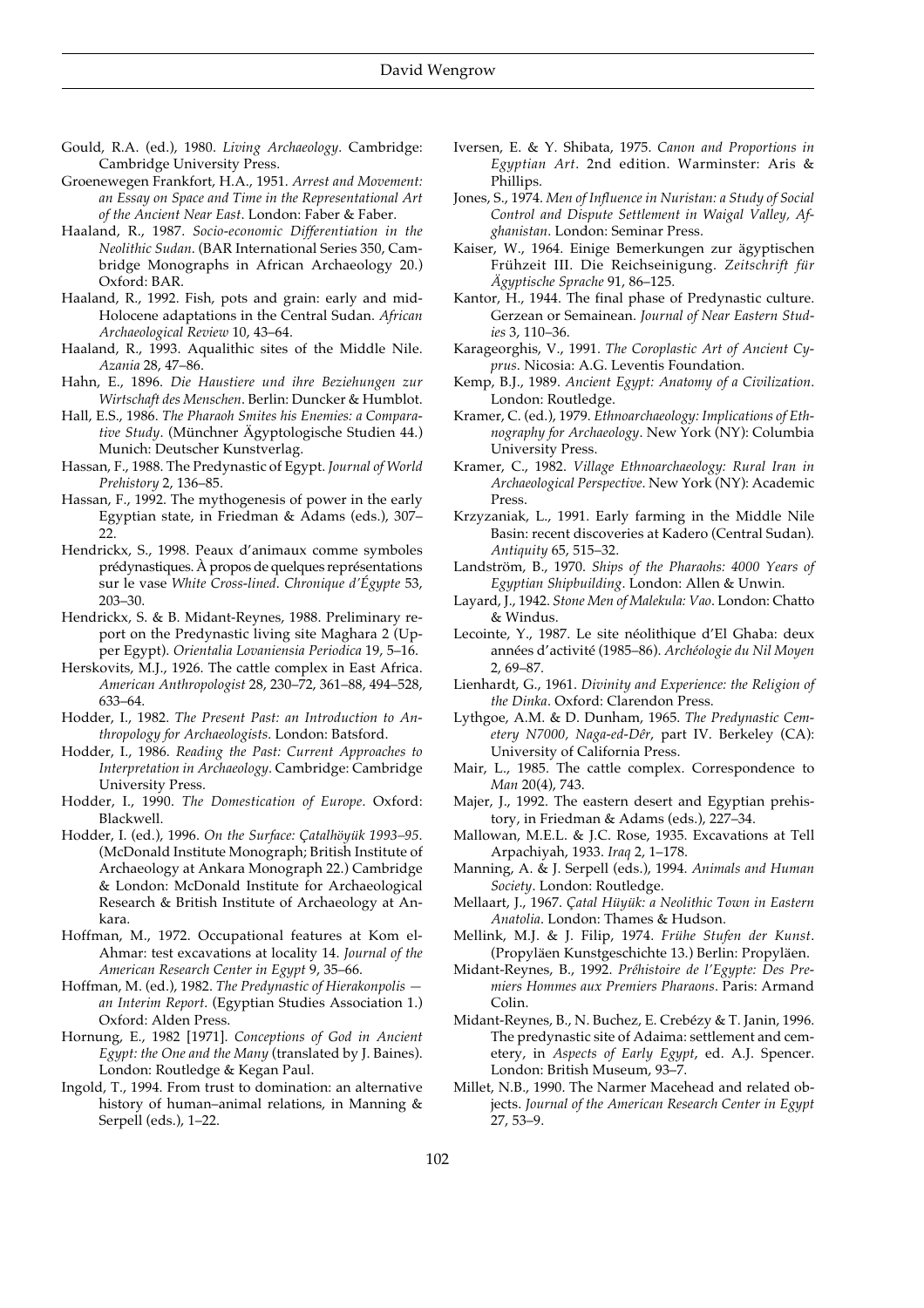Gould, R.A. (ed.), 1980. *Living Archaeology*. Cambridge: Cambridge University Press.

Groenewegen Frankfort, H.A., 1951. *Arrest and Movement: an Essay on Space and Time in the Representational Art of the Ancient Near East*. London: Faber & Faber.

Haaland, R., 1987. *Socio-economic Differentiation in the Neolithic Sudan*. (BAR International Series 350, Cambridge Monographs in African Archaeology 20.) Oxford: BAR.

Haaland, R., 1992. Fish, pots and grain: early and mid-Holocene adaptations in the Central Sudan. *African Archaeological Review* 10, 43–64.

Haaland, R., 1993. Aqualithic sites of the Middle Nile. *Azania* 28, 47–86.

Hahn, E., 1896. *Die Haustiere und ihre Beziehungen zur Wirtschaft des Menschen*. Berlin: Duncker & Humblot.

Hall, E.S., 1986. *The Pharaoh Smites his Enemies: a Comparative Study*. (Münchner Ägyptologische Studien 44.) Munich: Deutscher Kunstverlag.

Hassan, F., 1988. The Predynastic of Egypt. *Journal of World Prehistory* 2, 136–85.

Hassan, F., 1992. The mythogenesis of power in the early Egyptian state, in Friedman & Adams (eds.), 307–22.

Hendrickx, S., 1998. Peaux d'animaux comme symboles prédynastiques. À propos de quelques représentations sur le vase *White Cross-lined*. *Chronique d'Égypte* 53, 203–30.

Hendrickx, S. & B. Midant-Reynes, 1988. Preliminary report on the Predynastic living site Maghara 2 (Upper Egypt). *Orientalia Lovaniensia Periodica* 19, 5–16.

Herskovits, M.J., 1926. The cattle complex in East Africa. *American Anthropologist* 28, 230–72, 361–88, 494–528, 633–64.

Hodder, I., 1982. *The Present Past: an Introduction to Anthropology for Archaeologists*. London: Batsford.

Hodder, I., 1986. *Reading the Past: Current Approaches to Interpretation in Archaeology*. Cambridge: Cambridge University Press.

Hodder, I., 1990. *The Domestication of Europe*. Oxford: Blackwell.

Hodder, I. (ed.), 1996. *On the Surface: Çatalhöyük 1993–95*. (McDonald Institute Monograph; British Institute of Archaeology at Ankara Monograph 22.) Cambridge & London: McDonald Institute for Archaeological Research & British Institute of Archaeology at Ankara.

Hoffman, M., 1972. Occupational features at Kom el-Ahmar: test excavations at locality 14. *Journal of the American Research Center in Egypt* 9, 35–66.

Hoffman, M. (ed.), 1982. *The Predynastic of Hierakonpolis — an Interim Report*. (Egyptian Studies Association 1.) Oxford: Alden Press.

Hornung, E., 1982 [1971]. *Conceptions of God in Ancient Egypt: the One and the Many* (translated by J. Baines). London: Routledge & Kegan Paul.

Ingold, T., 1994. From trust to domination: an alternative history of human–animal relations, in Manning & Serpell (eds.), 1–22.

Iversen, E. & Y. Shibata, 1975. *Canon and Proportions in Egyptian Art*. 2nd edition. Warminster: Aris & Phillips.

Jones, S., 1974. *Men of Influence in Nuristan: a Study of Social Control and Dispute Settlement in Waigal Valley, Afghanistan*. London: Seminar Press.

Kaiser, W., 1964. Einige Bemerkungen zur ägyptischen Frühzeit III. Die Reichseinigung. *Zeitschrift für Ägyptische Sprache* 91, 86–125.

Kantor, H., 1944. The final phase of Predynastic culture. Gerzean or Semainean. *Journal of Near Eastern Studies* 3, 110–36.

Karageorghis, V., 1991. *The Coroplastic Art of Ancient Cyprus*. Nicosia: A.G. Leventis Foundation.

Kemp, B.J., 1989. *Ancient Egypt: Anatomy of a Civilization*. London: Routledge.

Kramer, C. (ed.), 1979. *Ethnoarchaeology: Implications of Ethnography for Archaeology*. New York (NY): Columbia University Press.

Kramer, C., 1982. *Village Ethnoarchaeology: Rural Iran in Archaeological Perspective*. New York (NY): Academic Press.

Krzyzaniak, L., 1991. Early farming in the Middle Nile Basin: recent discoveries at Kadero (Central Sudan). *Antiquity* 65, 515–32.

Landström, B., 1970. *Ships of the Pharaohs: 4000 Years of Egyptian Shipbuilding*. London: Allen & Unwin.

Layard, J., 1942. *Stone Men of Malekula: Vao*. London: Chatto & Windus.

Lecointe, Y., 1987. Le site néolithique d'El Ghaba: deux années d'activité (1985–86). *Archéologie du Nil Moyen* 2, 69–87.

Lienhardt, G., 1961. *Divinity and Experience: the Religion of the Dinka*. Oxford: Clarendon Press.

Lythgoe, A.M. & D. Dunham, 1965. *The Predynastic Cemetery N7000, Naga-ed-Dêr*, part IV. Berkeley (CA): University of California Press.

Mair, L., 1985. The cattle complex. Correspondence to *Man* 20(4), 743.

Majer, J., 1992. The eastern desert and Egyptian prehistory, in Friedman & Adams (eds.), 227–34.

Mallowan, M.E.L. & J.C. Rose, 1935. Excavations at Tell Arpachiyah, 1933. *Iraq* 2, 1–178.

Manning, A. & J. Serpell (eds.), 1994. *Animals and Human Society*. London: Routledge.

Mellaart, J., 1967. *Çatal Hüyük: a Neolithic Town in Eastern Anatolia*. London: Thames & Hudson.

Mellink, M.J. & J. Filip, 1974. *Frühe Stufen der Kunst*. (Propyläen Kunstgeschichte 13.) Berlin: Propyläen.

Midant-Reynes, B., 1992. *Préhistoire de l'Egypte: Des Premiers Hommes aux Premiers Pharaons*. Paris: Armand Colin.

Midant-Reynes, B., N. Buchez, E. Crebézy & T. Janin, 1996. The predynastic site of Adaima: settlement and cemetery, in *Aspects of Early Egypt*, ed. A.J. Spencer. London: British Museum, 93–7.

Millet, N.B., 1990. The Narmer Macehead and related objects. *Journal of the American Research Center in Egypt* 27, 53–9.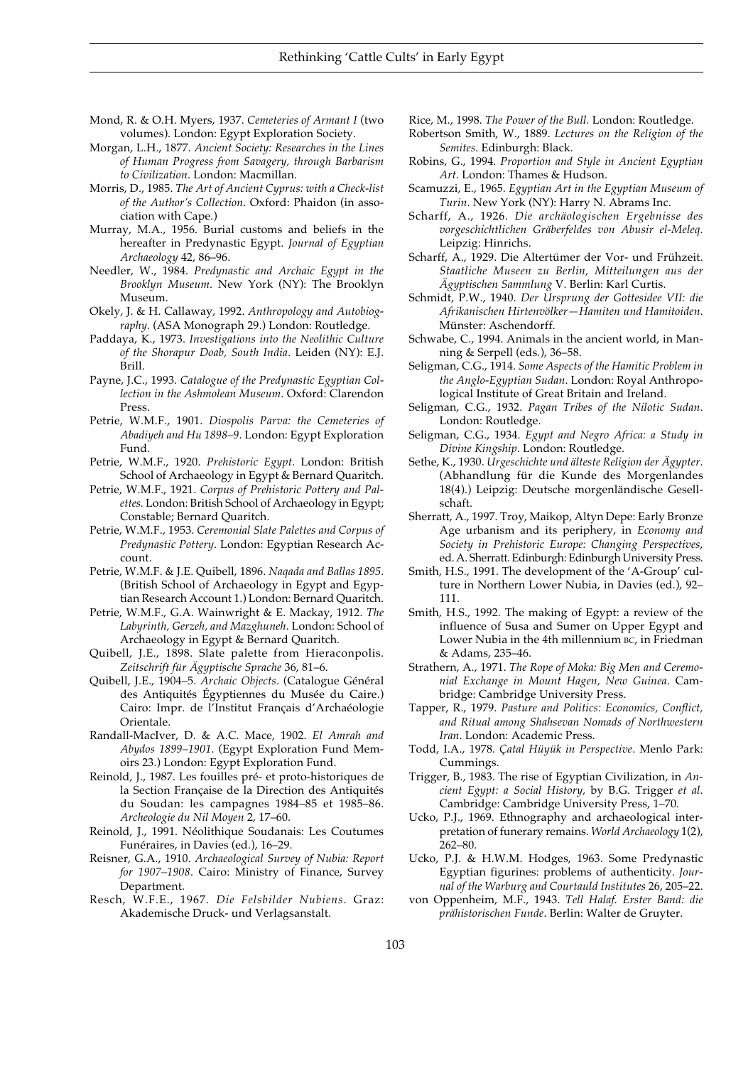Mond, R. & O.H. Myers, 1937. *Cemeteries of Armant I* (two volumes). London: Egypt Exploration Society.

Morgan, L.H., 1877. *Ancient Society: Researches in the Lines of Human Progress from Savagery, through Barbarism to Civilization*. London: Macmillan.

Morris, D., 1985. *The Art of Ancient Cyprus: with a Check-list of the Author's Collection*. Oxford: Phaidon (in association with Cape.)

Murray, M.A., 1956. Burial customs and beliefs in the hereafter in Predynastic Egypt. *Journal of Egyptian Archaeology* 42, 86–96.

Needler, W., 1984. *Predynastic and Archaic Egypt in the Brooklyn Museum*. New York (NY): The Brooklyn Museum.

Okely, J. & H. Callaway, 1992. *Anthropology and Autobiography*. (ASA Monograph 29.) London: Routledge.

Paddaya, K., 1973. *Investigations into the Neolithic Culture of the Shorapur Doab, South India*. Leiden (NY): E.J. Brill.

Payne, J.C., 1993. *Catalogue of the Predynastic Egyptian Collection in the Ashmolean Museum*. Oxford: Clarendon Press.

Petrie, W.M.F., 1901. *Diospolis Parva: the Cemeteries of Abadiyeh and Hu 1898–9*. London: Egypt Exploration Fund.

Petrie, W.M.F., 1920. *Prehistoric Egypt*. London: British School of Archaeology in Egypt & Bernard Quaritch.

Petrie, W.M.F., 1921. *Corpus of Prehistoric Pottery and Palettes*. London: British School of Archaeology in Egypt; Constable; Bernard Quaritch.

Petrie, W.M.F., 1953. *Ceremonial Slate Palettes and Corpus of Predynastic Pottery*. London: Egyptian Research Account.

Petrie, W.M.F. & J.E. Quibell, 1896. *Naqada and Ballas 1895*. (British School of Archaeology in Egypt and Egyptian Research Account 1.) London: Bernard Quaritch.

Petrie, W.M.F., G.A. Wainwright & E. Mackay, 1912. *The Labyrinth, Gerzeh, and Mazghuneh*. London: School of Archaeology in Egypt & Bernard Quaritch.

Quibell, J.E., 1898. Slate palette from Hieraconpolis. *Zeitschrift für Ägyptische Sprache* 36, 81–6.

Quibell, J.E., 1904–5. *Archaic Objects*. (Catalogue Général des Antiquités Égyptiennes du Musée du Caire.) Cairo: Impr. de l'Institut Français d'Archaéologie Orientale.

Randall-MacIver, D. & A.C. Mace, 1902. *El Amrah and Abydos 1899–1901*. (Egypt Exploration Fund Memoirs 23.) London: Egypt Exploration Fund.

Reinold, J., 1987. Les fouilles pré- et proto-historiques de la Section Française de la Direction des Antiquités du Soudan: les campagnes 1984–85 et 1985–86. *Archeologie du Nil Moyen* 2, 17–60.

Reinold, J., 1991. Néolithique Soudanais: Les Coutumes Funéraires, in Davies (ed.), 16–29.

Reisner, G.A., 1910. *Archaeological Survey of Nubia: Report for 1907–1908*. Cairo: Ministry of Finance, Survey Department.

Resch, W.F.E., 1967. *Die Felsbilder Nubiens*. Graz: Akademische Druck- und Verlagsanstalt.

Rice, M., 1998. *The Power of the Bull*. London: Routledge.

Robertson Smith, W., 1889. *Lectures on the Religion of the Semites*. Edinburgh: Black.

Robins, G., 1994. *Proportion and Style in Ancient Egyptian Art*. London: Thames & Hudson.

Scamuzzi, E., 1965. *Egyptian Art in the Egyptian Museum of Turin*. New York (NY): Harry N. Abrams Inc.

Scharff, A., 1926. *Die archäologischen Ergebnisse des vorgeschichtlichen Gräberfeldes von Abusir el-Meleq*. Leipzig: Hinrichs.

Scharff, A., 1929. Die Altertümer der Vor- und Frühzeit. *Staatliche Museen zu Berlin, Mitteilungen aus der Ägyptischen Sammlung* V. Berlin: Karl Curtis.

Schmidt, P.W., 1940. *Der Ursprung der Gottesidee VII: die Afrikanischen Hirtenvölker—Hamiten und Hamitoiden*. Münster: Aschendorff.

Schwabe, C., 1994. Animals in the ancient world, in Manning & Serpell (eds.), 36–58.

Seligman, C.G., 1914. *Some Aspects of the Hamitic Problem in the Anglo-Egyptian Sudan*. London: Royal Anthropological Institute of Great Britain and Ireland.

Seligman, C.G., 1932. *Pagan Tribes of the Nilotic Sudan*. London: Routledge.

Seligman, C.G., 1934. *Egypt and Negro Africa: a Study in Divine Kingship*. London: Routledge.

Sethe, K., 1930. *Urgeschichte und älteste Religion der Ägypter*. (Abhandlung für die Kunde des Morgenlandes 18(4).) Leipzig: Deutsche morgenländische Gesellschaft.

Sherratt, A., 1997. Troy, Maikop, Altyn Depe: Early Bronze Age urbanism and its periphery, in *Economy and Society in Prehistoric Europe: Changing Perspectives*, ed. A. Sherratt. Edinburgh: Edinburgh University Press.

Smith, H.S., 1991. The development of the 'A-Group' culture in Northern Lower Nubia, in Davies (ed.), 92–111.

Smith, H.S., 1992. The making of Egypt: a review of the influence of Susa and Sumer on Upper Egypt and Lower Nubia in the 4th millennium BC, in Friedman & Adams, 235–46.

Strathern, A., 1971. *The Rope of Moka: Big Men and Ceremonial Exchange in Mount Hagen, New Guinea*. Cambridge: Cambridge University Press.

Tapper, R., 1979. *Pasture and Politics: Economics, Conflict, and Ritual among Shahsevan Nomads of Northwestern Iran*. London: Academic Press.

Todd, I.A., 1978. *Çatal Hüyük in Perspective*. Menlo Park: Cummings.

Trigger, B., 1983. The rise of Egyptian Civilization, in *Ancient Egypt: a Social History*, by B.G. Trigger *et al.* Cambridge: Cambridge University Press, 1–70.

Ucko, P.J., 1969. Ethnography and archaeological interpretation of funerary remains. *World Archaeology* 1(2), 262–80.

Ucko, P.J. & H.W.M. Hodges, 1963. Some Predynastic Egyptian figurines: problems of authenticity. *Journal of the Warburg and Courtauld Institutes* 26, 205–22.

von Oppenheim, M.F., 1943. *Tell Halaf. Erster Band: die prähistorischen Funde*. Berlin: Walter de Gruyter.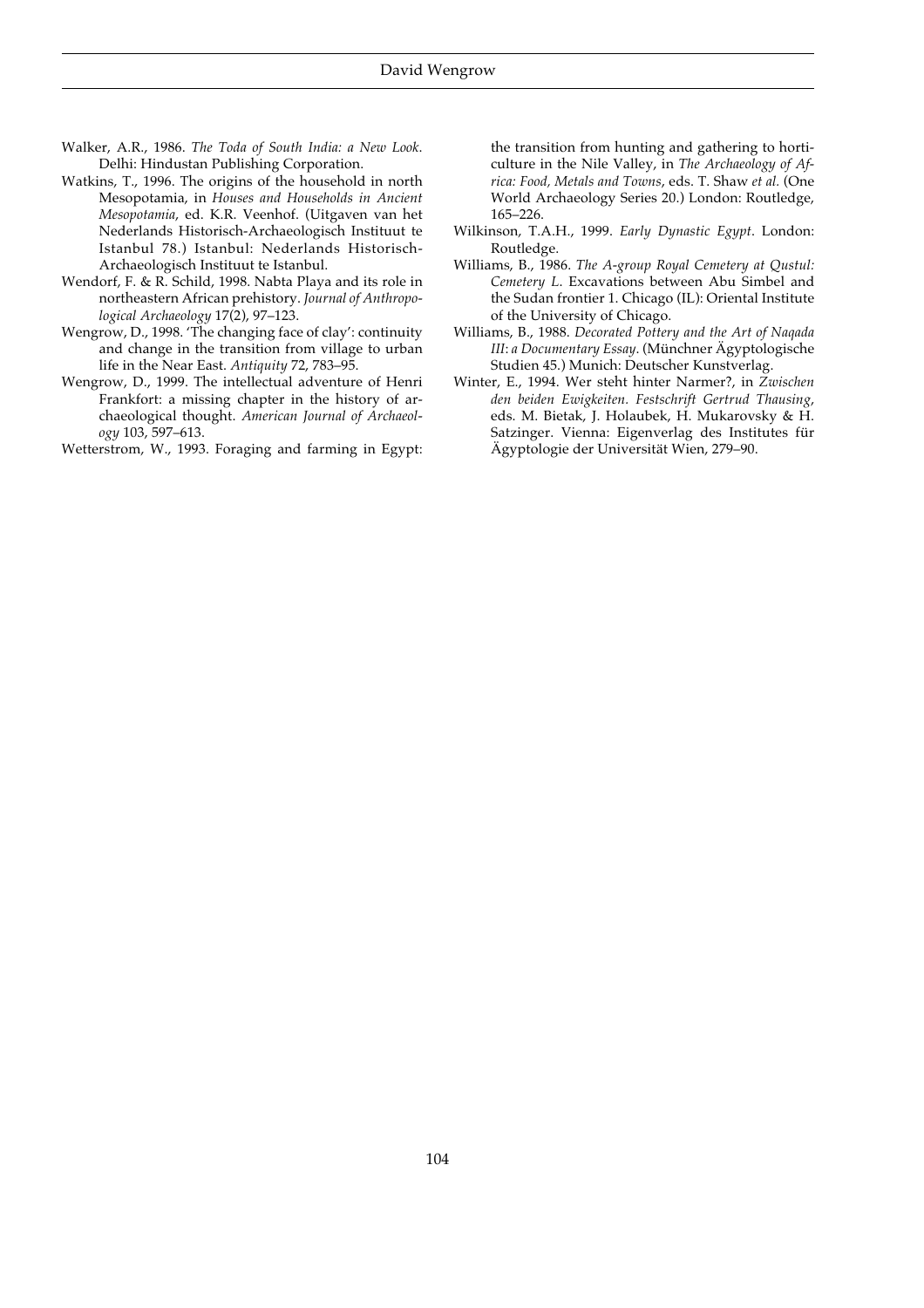Walker, A.R., 1986. *The Toda of South India: a New Look.* Delhi: Hindustan Publishing Corporation.

Watkins, T., 1996. The origins of the household in north Mesopotamia, in *Houses and Households in Ancient Mesopotamia*, ed. K.R. Veenhof. (Uitgaven van het Nederlands Historisch-Archaeologisch Instituut te Istanbul 78.) Istanbul: Nederlands Historisch-Archaeologisch Instituut te Istanbul.

Wendorf, F. & R. Schild, 1998. Nabta Playa and its role in northeastern African prehistory. *Journal of Anthropological Archaeology* 17(2), 97–123.

Wengrow, D., 1998. 'The changing face of clay': continuity and change in the transition from village to urban life in the Near East. *Antiquity* 72, 783–95.

Wengrow, D., 1999. The intellectual adventure of Henri Frankfort: a missing chapter in the history of archaeological thought. *American Journal of Archaeology* 103, 597–613.

Wetterstrom, W., 1993. Foraging and farming in Egypt: the transition from hunting and gathering to horticulture in the Nile Valley, in *The Archaeology of Africa: Food, Metals and Towns*, eds. T. Shaw *et al.* (One World Archaeology Series 20.) London: Routledge, 165–226.

Wilkinson, T.A.H., 1999. *Early Dynastic Egypt*. London: Routledge.

Williams, B., 1986. *The A-group Royal Cemetery at Qustul: Cemetery L*. Excavations between Abu Simbel and the Sudan frontier 1. Chicago (IL): Oriental Institute of the University of Chicago.

Williams, B., 1988. *Decorated Pottery and the Art of Naqada III: a Documentary Essay*. (Münchner Ägyptologische Studien 45.) Munich: Deutscher Kunstverlag.

Winter, E., 1994. Wer steht hinter Narmer?, in *Zwischen den beiden Ewigkeiten. Festschrift Gertrud Thausing*, eds. M. Bietak, J. Holaubek, H. Mukarovsky & H. Satzinger. Vienna: Eigenverlag des Institutes für Ägyptologie der Universität Wien, 279–90.